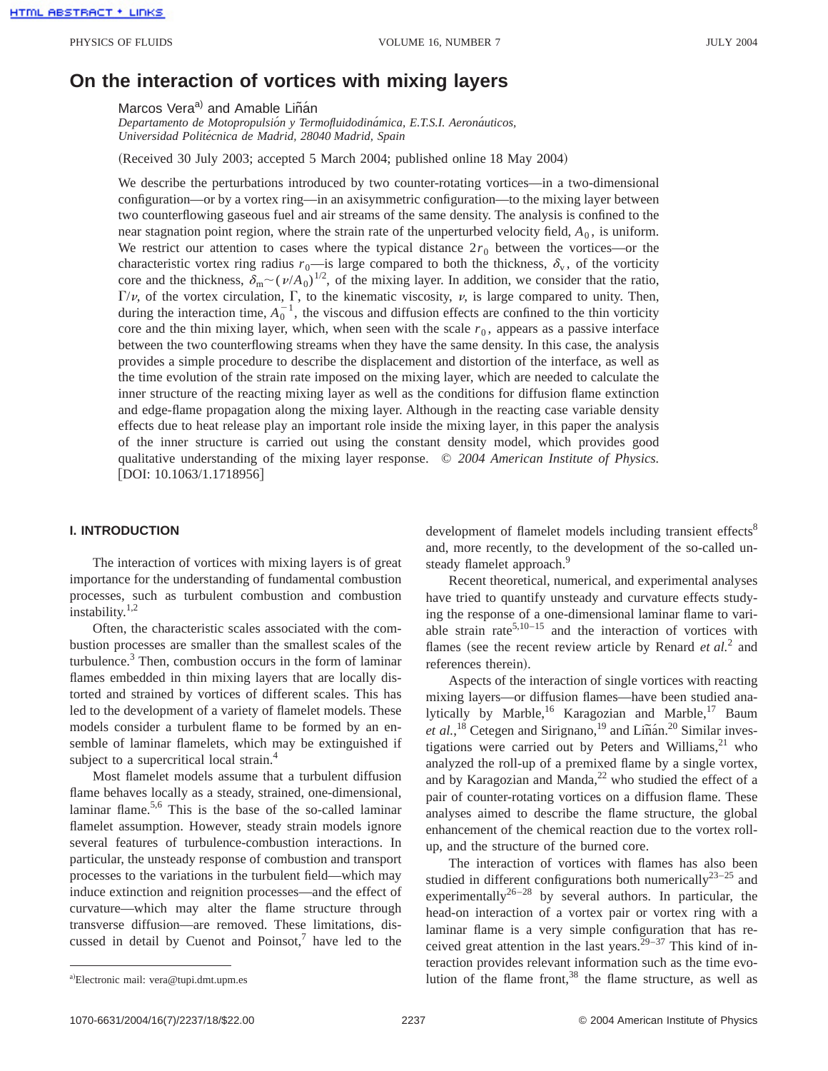# On the interaction of vortices with mixing layers

Marcos Vera[a] and Amable Liñán

*Departamento de Motopropulsión y Termofluidodinámica, E.T.S.I. Aeronáuticos, Universidad Politécnica de Madrid, 28040 Madrid, Spain*

(Received 30 July 2003; accepted 5 March 2004; published online 18 May 2004)

We describe the perturbations introduced by two counter-rotating vortices—in a two-dimensional configuration—or by a vortex ring—in an axisymmetric configuration—to the mixing layer between two counterflowing gaseous fuel and air streams of the same density. The analysis is confined to the near stagnation point region, where the strain rate of the unperturbed velocity field, $A_0$, is uniform. We restrict our attention to cases where the typical distance $2r_0$ between the vortices—or the characteristic vortex ring radius $r_0$—is large compared to both the thickness, $\delta_v$, of the vorticity core and the thickness, $\delta_m \sim (\nu/A_0)^{1/2}$, of the mixing layer. In addition, we consider that the ratio, $\Gamma/\nu$, of the vortex circulation, $\Gamma$, to the kinematic viscosity, $\nu$, is large compared to unity. Then, during the interaction time, $A_0^{-1}$, the viscous and diffusion effects are confined to the thin vorticity core and the thin mixing layer, which, when seen with the scale $r_0$, appears as a passive interface between the two counterflowing streams when they have the same density. In this case, the analysis provides a simple procedure to describe the displacement and distortion of the interface, as well as the time evolution of the strain rate imposed on the mixing layer, which are needed to calculate the inner structure of the reacting mixing layer as well as the conditions for diffusion flame extinction and edge-flame propagation along the mixing layer. Although in the reacting case variable density effects due to heat release play an important role inside the mixing layer, in this paper the analysis of the inner structure is carried out using the constant density model, which provides good qualitative understanding of the mixing layer response. © *2004 American Institute of Physics.* [DOI: 10.1063/1.1718956]

## I. INTRODUCTION

The interaction of vortices with mixing layers is of great importance for the understanding of fundamental combustion processes, such as turbulent combustion and combustion instability.[1,2]

Often, the characteristic scales associated with the combustion processes are smaller than the smallest scales of the turbulence.[3] Then, combustion occurs in the form of laminar flames embedded in thin mixing layers that are locally distorted and strained by vortices of different scales. This has led to the development of a variety of flamelet models. These models consider a turbulent flame to be formed by an ensemble of laminar flamelets, which may be extinguished if subject to a supercritical local strain.[4]

Most flamelet models assume that a turbulent diffusion flame behaves locally as a steady, strained, one-dimensional, laminar flame.[5,6] This is the base of the so-called laminar flamelet assumption. However, steady strain models ignore several features of turbulence-combustion interactions. In particular, the unsteady response of combustion and transport processes to the variations in the turbulent field—which may induce extinction and reignition processes—and the effect of curvature—which may alter the flame structure through transverse diffusion—are removed. These limitations, discussed in detail by Cuenot and Poinsot,[7] have led to the development of flamelet models including transient effects[8] and, more recently, to the development of the so-called unsteady flamelet approach.[9]

Recent theoretical, numerical, and experimental analyses have tried to quantify unsteady and curvature effects studying the response of a one-dimensional laminar flame to variable strain rate[5,10–15] and the interaction of vortices with flames (see the recent review article by Renard *et al.*[2] and references therein).

Aspects of the interaction of single vortices with reacting mixing layers—or diffusion flames—have been studied analytically by Marble,[16] Karagozian and Marble,[17] Baum *et al.*,[18] Cetegen and Sirignano,[19] and Liñán.[20] Similar investigations were carried out by Peters and Williams,[21] who analyzed the roll-up of a premixed flame by a single vortex, and by Karagozian and Manda,[22] who studied the effect of a pair of counter-rotating vortices on a diffusion flame. These analyses aimed to describe the flame structure, the global enhancement of the chemical reaction due to the vortex roll-up, and the structure of the burned core.

The interaction of vortices with flames has also been studied in different configurations both numerically[23–25] and experimentally[26–28] by several authors. In particular, the head-on interaction of a vortex pair or vortex ring with a laminar flame is a very simple configuration that has received great attention in the last years.[29–37] This kind of interaction provides relevant information such as the time evolution of the flame front,[38] the flame structure, as well as

[a]Electronic mail: vera@tupi.dmt.upm.es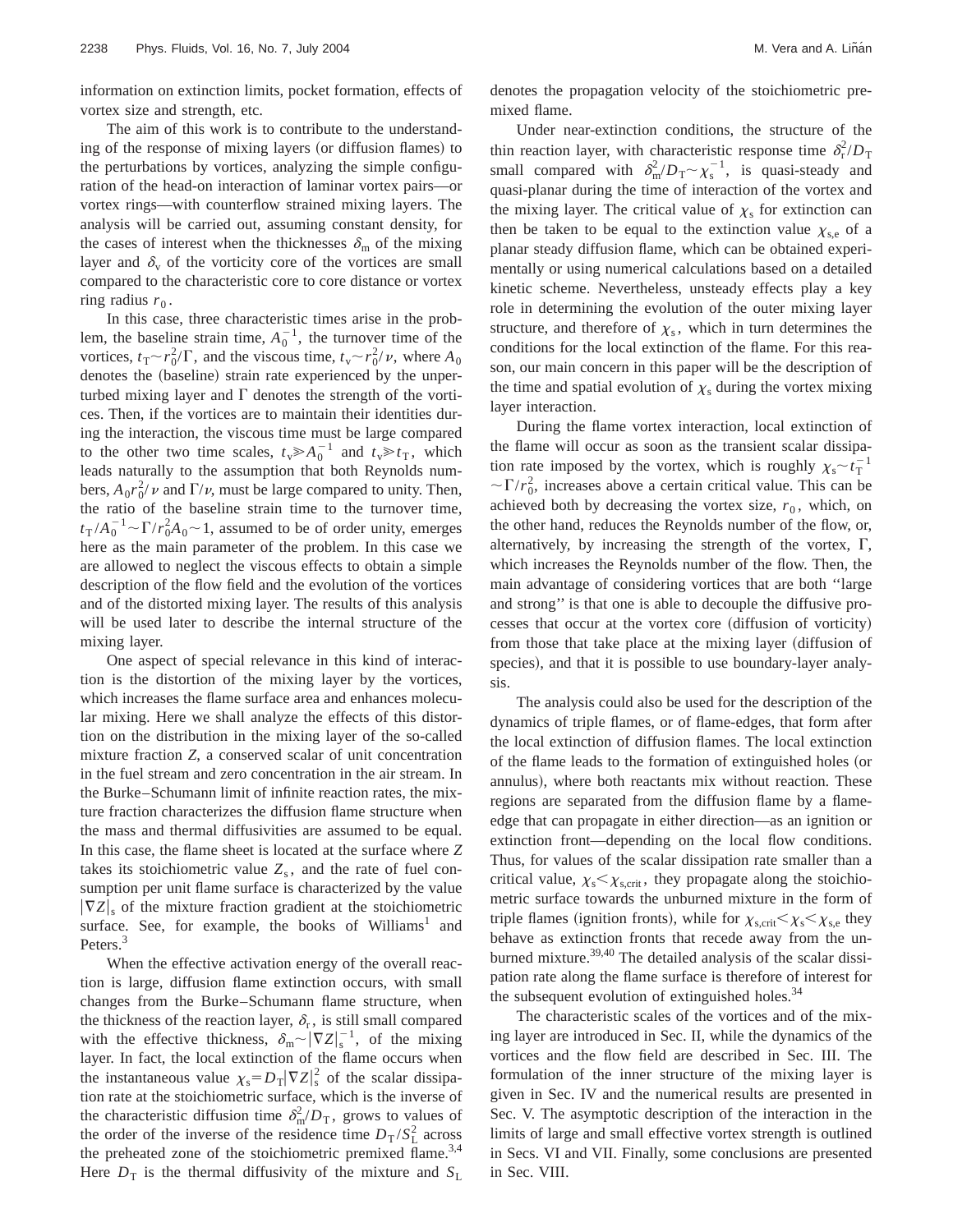information on extinction limits, pocket formation, effects of vortex size and strength, etc.

The aim of this work is to contribute to the understanding of the response of mixing layers (or diffusion flames) to the perturbations by vortices, analyzing the simple configuration of the head-on interaction of laminar vortex pairs—or vortex rings—with counterflow strained mixing layers. The analysis will be carried out, assuming constant density, for the cases of interest when the thicknesses $\delta_m$ of the mixing layer and $\delta_v$ of the vorticity core of the vortices are small compared to the characteristic core to core distance or vortex ring radius $r_0$.

In this case, three characteristic times arise in the problem, the baseline strain time, $A_0^{-1}$, the turnover time of the vortices, $t_T \sim r_0^2/\Gamma$, and the viscous time, $t_v \sim r_0^2/\nu$, where $A_0$ denotes the (baseline) strain rate experienced by the unperturbed mixing layer and $\Gamma$ denotes the strength of the vortices. Then, if the vortices are to maintain their identities during the interaction, the viscous time must be large compared to the other two time scales, $t_v \gg A_0^{-1}$ and $t_v \gg t_T$, which leads naturally to the assumption that both Reynolds numbers, $A_0 r_0^2/\nu$ and $\Gamma/\nu$, must be large compared to unity. Then, the ratio of the baseline strain time to the turnover time, $t_T/A_0^{-1} \sim \Gamma/r_0^2 A_0 \sim 1$, assumed to be of order unity, emerges here as the main parameter of the problem. In this case we are allowed to neglect the viscous effects to obtain a simple description of the flow field and the evolution of the vortices and of the distorted mixing layer. The results of this analysis will be used later to describe the internal structure of the mixing layer.

One aspect of special relevance in this kind of interaction is the distortion of the mixing layer by the vortices, which increases the flame surface area and enhances molecular mixing. Here we shall analyze the effects of this distortion on the distribution in the mixing layer of the so-called mixture fraction $Z$, a conserved scalar of unit concentration in the fuel stream and zero concentration in the air stream. In the Burke–Schumann limit of infinite reaction rates, the mixture fraction characterizes the diffusion flame structure when the mass and thermal diffusivities are assumed to be equal. In this case, the flame sheet is located at the surface where $Z$ takes its stoichiometric value $Z_s$, and the rate of fuel consumption per unit flame surface is characterized by the value $|\nabla Z|_s$ of the mixture fraction gradient at the stoichiometric surface. See, for example, the books of Williams[1] and Peters.[3]

When the effective activation energy of the overall reaction is large, diffusion flame extinction occurs, with small changes from the Burke–Schumann flame structure, when the thickness of the reaction layer, $\delta_r$, is still small compared with the effective thickness, $\delta_m \sim |\nabla Z|_s^{-1}$, of the mixing layer. In fact, the local extinction of the flame occurs when the instantaneous value $\chi_s = D_T |\nabla Z|_s^2$ of the scalar dissipation rate at the stoichiometric surface, which is the inverse of the characteristic diffusion time $\delta_m^2/D_T$, grows to values of the order of the inverse of the residence time $D_T/S_L^2$ across the preheated zone of the stoichiometric premixed flame.[3,4] Here $D_T$ is the thermal diffusivity of the mixture and $S_L$ denotes the propagation velocity of the stoichiometric premixed flame.

Under near-extinction conditions, the structure of the thin reaction layer, with characteristic response time $\delta_r^2/D_T$ small compared with $\delta_m^2/D_T \sim \chi_s^{-1}$, is quasi-steady and quasi-planar during the time of interaction of the vortex and the mixing layer. The critical value of $\chi_s$ for extinction can then be taken to be equal to the extinction value $\chi_{s,e}$ of a planar steady diffusion flame, which can be obtained experimentally or using numerical calculations based on a detailed kinetic scheme. Nevertheless, unsteady effects play a key role in determining the evolution of the outer mixing layer structure, and therefore of $\chi_s$, which in turn determines the conditions for the local extinction of the flame. For this reason, our main concern in this paper will be the description of the time and spatial evolution of $\chi_s$ during the vortex mixing layer interaction.

During the flame vortex interaction, local extinction of the flame will occur as soon as the transient scalar dissipation rate imposed by the vortex, which is roughly $\chi_s \sim t_T^{-1} \sim \Gamma/r_0^2$, increases above a certain critical value. This can be achieved both by decreasing the vortex size, $r_0$, which, on the other hand, reduces the Reynolds number of the flow, or, alternatively, by increasing the strength of the vortex, $\Gamma$, which increases the Reynolds number of the flow. Then, the main advantage of considering vortices that are both "large and strong" is that one is able to decouple the diffusive processes that occur at the vortex core (diffusion of vorticity) from those that take place at the mixing layer (diffusion of species), and that it is possible to use boundary-layer analysis.

The analysis could also be used for the description of the dynamics of triple flames, or of flame-edges, that form after the local extinction of diffusion flames. The local extinction of the flame leads to the formation of extinguished holes (or annulus), where both reactants mix without reaction. These regions are separated from the diffusion flame by a flame-edge that can propagate in either direction—as an ignition or extinction front—depending on the local flow conditions. Thus, for values of the scalar dissipation rate smaller than a critical value, $\chi_s < \chi_{s,crit}$, they propagate along the stoichiometric surface towards the unburned mixture in the form of triple flames (ignition fronts), while for $\chi_{s,crit} < \chi_s < \chi_{s,e}$ they behave as extinction fronts that recede away from the unburned mixture.[39,40] The detailed analysis of the scalar dissipation rate along the flame surface is therefore of interest for the subsequent evolution of extinguished holes.[34]

The characteristic scales of the vortices and of the mixing layer are introduced in Sec. II, while the dynamics of the vortices and the flow field are described in Sec. III. The formulation of the inner structure of the mixing layer is given in Sec. IV and the numerical results are presented in Sec. V. The asymptotic description of the interaction in the limits of large and small effective vortex strength is outlined in Secs. VI and VII. Finally, some conclusions are presented in Sec. VIII.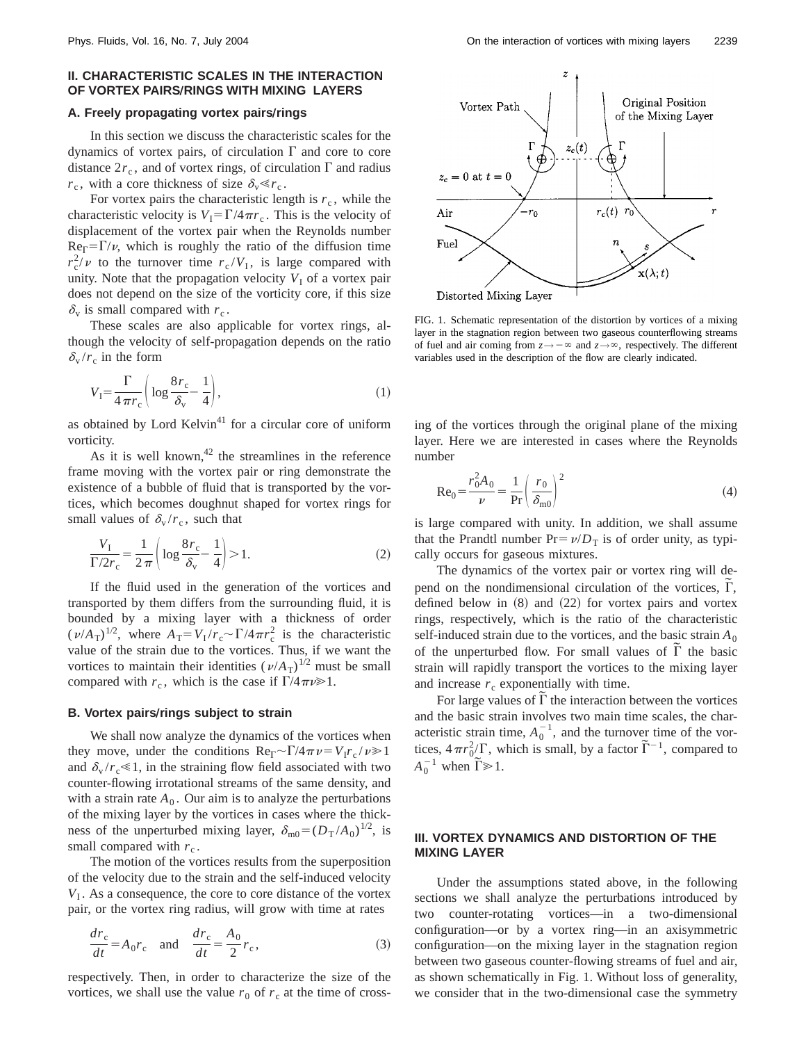## II. CHARACTERISTIC SCALES IN THE INTERACTION OF VORTEX PAIRS/RINGS WITH MIXING LAYERS

### A. Freely propagating vortex pairs/rings

In this section we discuss the characteristic scales for the dynamics of vortex pairs, of circulation $\Gamma$ and core to core distance $2r_c$, and of vortex rings, of circulation $\Gamma$ and radius $r_c$, with a core thickness of size $\delta_v \ll r_c$.

For vortex pairs the characteristic length is $r_c$, while the characteristic velocity is $V_I = \Gamma/4\pi r_c$. This is the velocity of displacement of the vortex pair when the Reynolds number $\mathrm{Re}_\Gamma = \Gamma/\nu$, which is roughly the ratio of the diffusion time $r_c^2/\nu$ to the turnover time $r_c/V_I$, is large compared with unity. Note that the propagation velocity $V_I$ of a vortex pair does not depend on the size of the vorticity core, if this size $\delta_v$ is small compared with $r_c$.

These scales are also applicable for vortex rings, although the velocity of self-propagation depends on the ratio $\delta_v/r_c$ in the form

$$V_I = \frac{\Gamma}{4\pi r_c}\left(\log\frac{8r_c}{\delta_v} - \frac{1}{4}\right), \tag{1}$$

as obtained by Lord Kelvin[41] for a circular core of uniform vorticity.

As it is well known,[42] the streamlines in the reference frame moving with the vortex pair or ring demonstrate the existence of a bubble of fluid that is transported by the vortices, which becomes doughnut shaped for vortex rings for small values of $\delta_v/r_c$, such that

$$\frac{V_I}{\Gamma/2r_c} = \frac{1}{2\pi}\left(\log\frac{8r_c}{\delta_v} - \frac{1}{4}\right) > 1. \tag{2}$$

If the fluid used in the generation of the vortices and transported by them differs from the surrounding fluid, it is bounded by a mixing layer with a thickness of order $(\nu/A_T)^{1/2}$, where $A_T = V_I/r_c \sim \Gamma/4\pi r_c^2$ is the characteristic value of the strain due to the vortices. Thus, if we want the vortices to maintain their identities $(\nu/A_T)^{1/2}$ must be small compared with $r_c$, which is the case if $\Gamma/4\pi\nu \gg 1$.

### B. Vortex pairs/rings subject to strain

We shall now analyze the dynamics of the vortices when they move, under the conditions $\mathrm{Re}_\Gamma \sim \Gamma/4\pi\nu = V_I r_c/\nu \gg 1$ and $\delta_v/r_c \ll 1$, in the straining flow field associated with two counter-flowing irrotational streams of the same density, and with a strain rate $A_0$. Our aim is to analyze the perturbations of the mixing layer by the vortices in cases where the thickness of the unperturbed mixing layer, $\delta_{m0} = (D_T/A_0)^{1/2}$, is small compared with $r_c$.

The motion of the vortices results from the superposition of the velocity due to the strain and the self-induced velocity $V_I$. As a consequence, the core to core distance of the vortex pair, or the vortex ring radius, will grow with time at rates

$$\frac{dr_c}{dt} = A_0 r_c \quad \text{and} \quad \frac{dr_c}{dt} = \frac{A_0}{2} r_c, \tag{3}$$

respectively. Then, in order to characterize the size of the vortices, we shall use the value $r_0$ of $r_c$ at the time of crossing of the vortices through the original plane of the mixing layer. Here we are interested in cases where the Reynolds number

$$\mathrm{Re}_0 = \frac{r_0^2 A_0}{\nu} = \frac{1}{\mathrm{Pr}}\left(\frac{r_0}{\delta_{m0}}\right)^2 \tag{4}$$

is large compared with unity. In addition, we shall assume that the Prandtl number $\mathrm{Pr} = \nu/D_T$ is of order unity, as typically occurs for gaseous mixtures.

The dynamics of the vortex pair or vortex ring will depend on the nondimensional circulation of the vortices, $\tilde{\Gamma}$, defined below in (8) and (22) for vortex pairs and vortex rings, respectively, which is the ratio of the characteristic self-induced strain due to the vortices, and the basic strain $A_0$ of the unperturbed flow. For small values of $\tilde{\Gamma}$ the basic strain will rapidly transport the vortices to the mixing layer and increase $r_c$ exponentially with time.

For large values of $\tilde{\Gamma}$ the interaction between the vortices and the basic strain involves two main time scales, the characteristic strain time, $A_0^{-1}$, and the turnover time of the vortices, $4\pi r_0^2/\Gamma$, which is small, by a factor $\tilde{\Gamma}^{-1}$, compared to $A_0^{-1}$ when $\tilde{\Gamma} \gg 1$.

FIG. 1. Schematic representation of the distortion by vortices of a mixing layer in the stagnation region between two gaseous counterflowing streams of fuel and air coming from $z \to -\infty$ and $z \to \infty$, respectively. The different variables used in the description of the flow are clearly indicated.

## III. VORTEX DYNAMICS AND DISTORTION OF THE MIXING LAYER

Under the assumptions stated above, in the following sections we shall analyze the perturbations introduced by two counter-rotating vortices—in a two-dimensional configuration—or by a vortex ring—in an axisymmetric configuration—on the mixing layer in the stagnation region between two gaseous counter-flowing streams of fuel and air, as shown schematically in Fig. 1. Without loss of generality, we consider that in the two-dimensional case the symmetry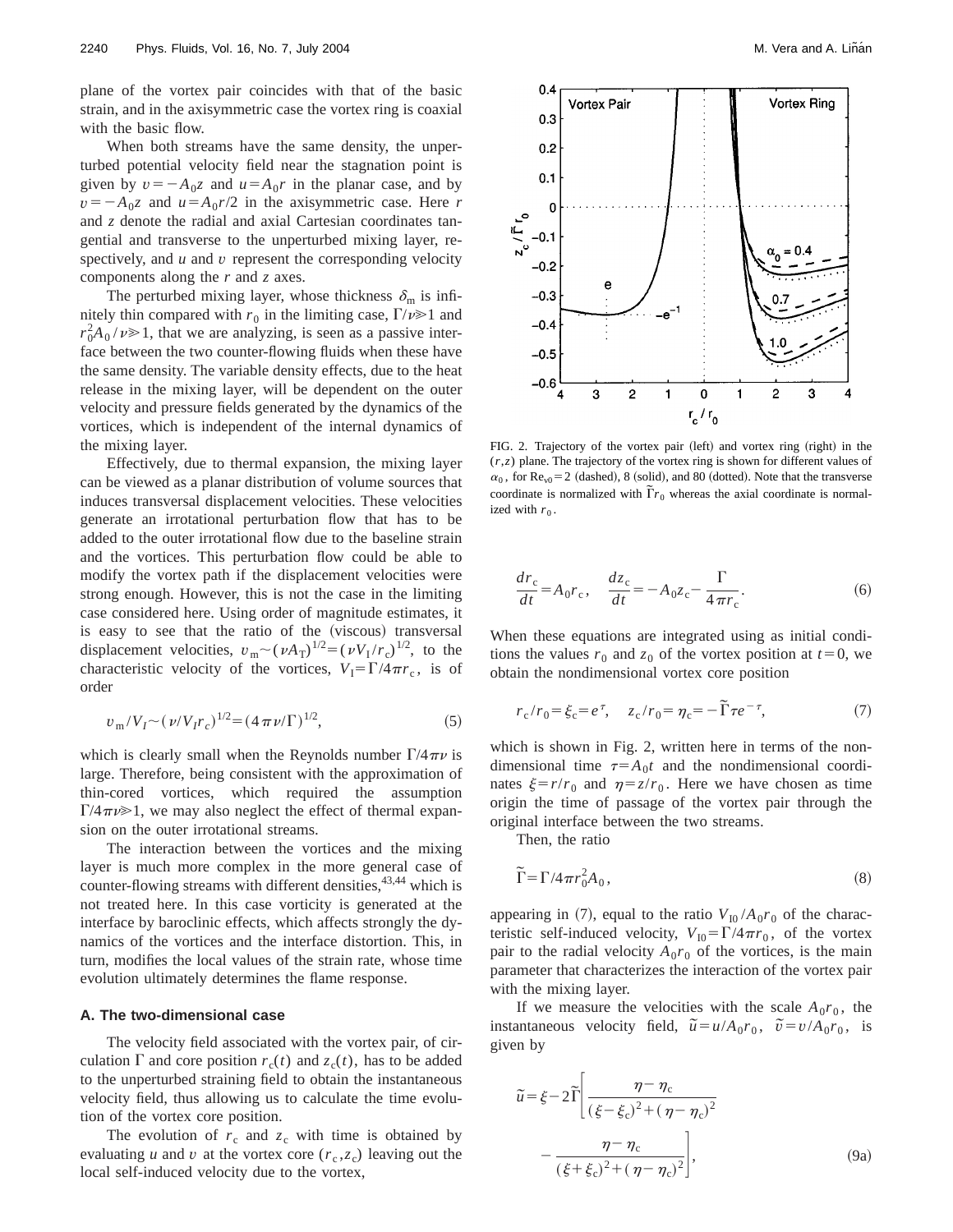plane of the vortex pair coincides with that of the basic strain, and in the axisymmetric case the vortex ring is coaxial with the basic flow.

When both streams have the same density, the unperturbed potential velocity field near the stagnation point is given by $v=-A_0 z$ and $u=A_0 r$ in the planar case, and by $v=-A_0 z$ and $u=A_0 r/2$ in the axisymmetric case. Here $r$ and $z$ denote the radial and axial Cartesian coordinates tangential and transverse to the unperturbed mixing layer, respectively, and $u$ and $v$ represent the corresponding velocity components along the $r$ and $z$ axes.

The perturbed mixing layer, whose thickness $\delta_m$ is infinitely thin compared with $r_0$ in the limiting case, $\Gamma/\nu \gg 1$ and $r_0^2 A_0/\nu \gg 1$, that we are analyzing, is seen as a passive interface between the two counter-flowing fluids when these have the same density. The variable density effects, due to the heat release in the mixing layer, will be dependent on the outer velocity and pressure fields generated by the dynamics of the vortices, which is independent of the internal dynamics of the mixing layer.

Effectively, due to thermal expansion, the mixing layer can be viewed as a planar distribution of volume sources that induces transversal displacement velocities. These velocities generate an irrotational perturbation flow that has to be added to the outer irrotational flow due to the baseline strain and the vortices. This perturbation flow could be able to modify the vortex path if the displacement velocities were strong enough. However, this is not the case in the limiting case considered here. Using order of magnitude estimates, it is easy to see that the ratio of the (viscous) transversal displacement velocities, $v_m \sim (\nu A_T)^{1/2} = (\nu V_I/r_c)^{1/2}$, to the characteristic velocity of the vortices, $V_I = \Gamma/4\pi r_c$, is of order

$$v_m/V_I \sim (\nu/V_I r_c)^{1/2} = (4\pi\nu/\Gamma)^{1/2}, \tag{5}$$

which is clearly small when the Reynolds number $\Gamma/4\pi\nu$ is large. Therefore, being consistent with the approximation of thin-cored vortices, which required the assumption $\Gamma/4\pi\nu \gg 1$, we may also neglect the effect of thermal expansion on the outer irrotational streams.

The interaction between the vortices and the mixing layer is much more complex in the more general case of counter-flowing streams with different densities,[43,44] which is not treated here. In this case vorticity is generated at the interface by baroclinic effects, which affects strongly the dynamics of the vortices and the interface distortion. This, in turn, modifies the local values of the strain rate, whose time evolution ultimately determines the flame response.

### A. The two-dimensional case

The velocity field associated with the vortex pair, of circulation $\Gamma$ and core position $r_c(t)$ and $z_c(t)$, has to be added to the unperturbed straining field to obtain the instantaneous velocity field, thus allowing us to calculate the time evolution of the vortex core position.

The evolution of $r_c$ and $z_c$ with time is obtained by evaluating $u$ and $v$ at the vortex core $(r_c, z_c)$ leaving out the local self-induced velocity due to the vortex,

FIG. 2. Trajectory of the vortex pair (left) and vortex ring (right) in the $(r,z)$ plane. The trajectory of the vortex ring is shown for different values of $\alpha_0$, for $\mathrm{Re}_{v0}=2$ (dashed), 8 (solid), and 80 (dotted). Note that the transverse coordinate is normalized with $\tilde{\Gamma} r_0$ whereas the axial coordinate is normalized with $r_0$.

$$\frac{dr_c}{dt} = A_0 r_c, \quad \frac{dz_c}{dt} = -A_0 z_c - \frac{\Gamma}{4\pi r_c}. \tag{6}$$

When these equations are integrated using as initial conditions the values $r_0$ and $z_0$ of the vortex position at $t=0$, we obtain the nondimensional vortex core position

$$r_c/r_0 = \xi_c = e^{\tau}, \quad z_c/r_0 = \eta_c = -\tilde{\Gamma}\tau e^{-\tau}, \tag{7}$$

which is shown in Fig. 2, written here in terms of the nondimensional time $\tau = A_0 t$ and the nondimensional coordinates $\xi = r/r_0$ and $\eta = z/r_0$. Here we have chosen as time origin the time of passage of the vortex pair through the original interface between the two streams.

Then, the ratio

$$\tilde{\Gamma} = \Gamma/4\pi r_0^2 A_0, \tag{8}$$

appearing in (7), equal to the ratio $V_{I0}/A_0 r_0$ of the characteristic self-induced velocity, $V_{I0} = \Gamma/4\pi r_0$, of the vortex pair to the radial velocity $A_0 r_0$ of the vortices, is the main parameter that characterizes the interaction of the vortex pair with the mixing layer.

If we measure the velocities with the scale $A_0 r_0$, the instantaneous velocity field, $\tilde{u} = u/A_0 r_0$, $\tilde{v} = v/A_0 r_0$, is given by

$$\tilde{u} = \xi - 2\tilde{\Gamma}\left[\frac{\eta - \eta_c}{(\xi - \xi_c)^2 + (\eta - \eta_c)^2} - \frac{\eta - \eta_c}{(\xi + \xi_c)^2 + (\eta - \eta_c)^2}\right], \tag{9a}$$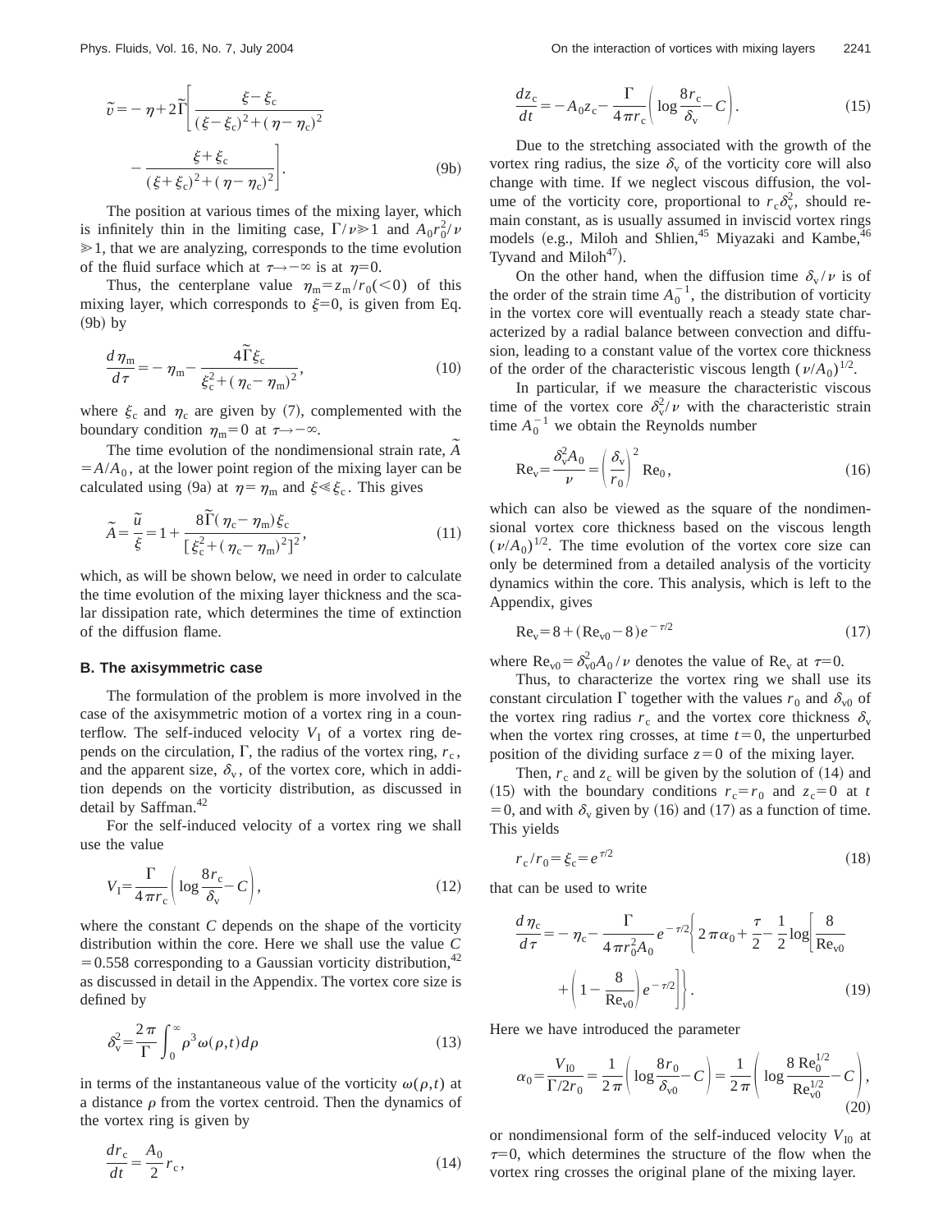$$\tilde{v} = -\eta + 2\tilde{\Gamma}\left[\frac{\xi-\xi_c}{(\xi-\xi_c)^2+(\eta-\eta_c)^2} - \frac{\xi+\xi_c}{(\xi+\xi_c)^2+(\eta-\eta_c)^2}\right]. \tag{9b}$$

The position at various times of the mixing layer, which is infinitely thin in the limiting case, $\Gamma/\nu \gg 1$ and $A_0 r_0^2/\nu \gg 1$, that we are analyzing, corresponds to the time evolution of the fluid surface which at $\tau \to -\infty$ is at $\eta = 0$.

Thus, the centerplane value $\eta_m = z_m/r_0 (<0)$ of this mixing layer, which corresponds to $\xi = 0$, is given from Eq. (9b) by

$$\frac{d\eta_m}{d\tau} = -\eta_m - \frac{4\tilde{\Gamma}\xi_c}{\xi_c^2+(\eta_c-\eta_m)^2}, \tag{10}$$

where $\xi_c$ and $\eta_c$ are given by (7), complemented with the boundary condition $\eta_m = 0$ at $\tau \to -\infty$.

The time evolution of the nondimensional strain rate, $\tilde{A} = A/A_0$, at the lower point region of the mixing layer can be calculated using (9a) at $\eta = \eta_m$ and $\xi \ll \xi_c$. This gives

$$\tilde{A} = \frac{\tilde{u}}{\xi} = 1 + \frac{8\tilde{\Gamma}(\eta_c-\eta_m)\xi_c}{[\xi_c^2+(\eta_c-\eta_m)^2]^2}, \tag{11}$$

which, as will be shown below, we need in order to calculate the time evolution of the mixing layer thickness and the scalar dissipation rate, which determines the time of extinction of the diffusion flame.

### B. The axisymmetric case

The formulation of the problem is more involved in the case of the axisymmetric motion of a vortex ring in a counterflow. The self-induced velocity $V_I$ of a vortex ring depends on the circulation, $\Gamma$, the radius of the vortex ring, $r_c$, and the apparent size, $\delta_v$, of the vortex core, which in addition depends on the vorticity distribution, as discussed in detail by Saffman.[42]

For the self-induced velocity of a vortex ring we shall use the value

$$V_I = \frac{\Gamma}{4\pi r_c}\left(\log\frac{8r_c}{\delta_v} - C\right), \tag{12}$$

where the constant $C$ depends on the shape of the vorticity distribution within the core. Here we shall use the value $C = 0.558$ corresponding to a Gaussian vorticity distribution,[42] as discussed in detail in the Appendix. The vortex core size is defined by

$$\delta_v^2 = \frac{2\pi}{\Gamma}\int_0^\infty \rho^3 \omega(\rho,t)\, d\rho \tag{13}$$

in terms of the instantaneous value of the vorticity $\omega(\rho,t)$ at a distance $\rho$ from the vortex centroid. Then the dynamics of the vortex ring is given by

$$\frac{dr_c}{dt} = \frac{A_0}{2} r_c, \tag{14}$$

$$\frac{dz_c}{dt} = -A_0 z_c - \frac{\Gamma}{4\pi r_c}\left(\log\frac{8r_c}{\delta_v} - C\right). \tag{15}$$

Due to the stretching associated with the growth of the vortex ring radius, the size $\delta_v$ of the vorticity core will also change with time. If we neglect viscous diffusion, the volume of the vorticity core, proportional to $r_c\delta_v^2$, should remain constant, as is usually assumed in inviscid vortex rings models (e.g., Miloh and Shlien,[45] Miyazaki and Kambe,[46] Tyvand and Miloh[47]).

On the other hand, when the diffusion time $\delta_v/\nu$ is of the order of the strain time $A_0^{-1}$, the distribution of vorticity in the vortex core will eventually reach a steady state characterized by a radial balance between convection and diffusion, leading to a constant value of the vortex core thickness of the order of the characteristic viscous length $(\nu/A_0)^{1/2}$.

In particular, if we measure the characteristic viscous time of the vortex core $\delta_v^2/\nu$ with the characteristic strain time $A_0^{-1}$ we obtain the Reynolds number

$$\mathrm{Re}_v = \frac{\delta_v^2 A_0}{\nu} = \left(\frac{\delta_v}{r_0}\right)^2 \mathrm{Re}_0, \tag{16}$$

which can also be viewed as the square of the nondimensional vortex core thickness based on the viscous length $(\nu/A_0)^{1/2}$. The time evolution of the vortex core size can only be determined from a detailed analysis of the vorticity dynamics within the core. This analysis, which is left to the Appendix, gives

$$\mathrm{Re}_v = 8 + (\mathrm{Re}_{v0} - 8)e^{-\tau/2} \tag{17}$$

where $\mathrm{Re}_{v0} = \delta_{v0}^2 A_0/\nu$ denotes the value of $\mathrm{Re}_v$ at $\tau = 0$.

Thus, to characterize the vortex ring we shall use its constant circulation $\Gamma$ together with the values $r_0$ and $\delta_{v0}$ of the vortex ring radius $r_c$ and the vortex core thickness $\delta_v$ when the vortex ring crosses, at time $t = 0$, the unperturbed position of the dividing surface $z = 0$ of the mixing layer.

Then, $r_c$ and $z_c$ will be given by the solution of (14) and (15) with the boundary conditions $r_c = r_0$ and $z_c = 0$ at $t = 0$, and with $\delta_v$ given by (16) and (17) as a function of time. This yields

$$r_c/r_0 = \xi_c = e^{\tau/2} \tag{18}$$

that can be used to write

$$\frac{d\eta_c}{d\tau} = -\eta_c - \frac{\Gamma}{4\pi r_0^2 A_0} e^{-\tau/2}\left\{2\pi\alpha_0 + \frac{\tau}{2} - \frac{1}{2}\log\left[\frac{8}{\mathrm{Re}_{v0}} + \left(1-\frac{8}{\mathrm{Re}_{v0}}\right)e^{-\tau/2}\right]\right\}. \tag{19}$$

Here we have introduced the parameter

$$\alpha_0 = \frac{V_{I0}}{\Gamma/2r_0} = \frac{1}{2\pi}\left(\log\frac{8r_0}{\delta_{v0}} - C\right) = \frac{1}{2\pi}\left(\log\frac{8\,\mathrm{Re}_0^{1/2}}{\mathrm{Re}_{v0}^{1/2}} - C\right), \tag{20}$$

or nondimensional form of the self-induced velocity $V_{I0}$ at $\tau = 0$, which determines the structure of the flow when the vortex ring crosses the original plane of the mixing layer.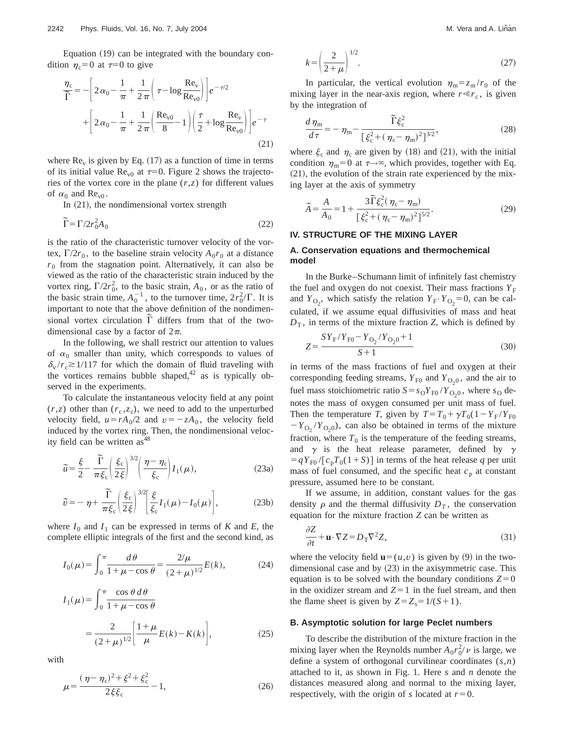Equation (19) can be integrated with the boundary condition $\eta_c = 0$ at $\tau = 0$ to give

$$\frac{\eta_c}{\tilde{\Gamma}} = -\left[2\alpha_0 - \frac{1}{\pi} + \frac{1}{2\pi}\left(\tau - \log\frac{\mathrm{Re}_v}{\mathrm{Re}_{v0}}\right)\right]e^{-\tau/2} + \left[2\alpha_0 - \frac{1}{\pi} + \frac{1}{2\pi}\left(\frac{\mathrm{Re}_{v0}}{8} - 1\right)\left(\frac{\tau}{2} + \log\frac{\mathrm{Re}_v}{\mathrm{Re}_{v0}}\right)\right]e^{-\tau} \tag{21}$$

where $\mathrm{Re}_v$ is given by Eq. (17) as a function of time in terms of its initial value $\mathrm{Re}_{v0}$ at $\tau = 0$. Figure 2 shows the trajectories of the vortex core in the plane $(r,z)$ for different values of $\alpha_0$ and $\mathrm{Re}_{v0}$.

In (21), the nondimensional vortex strength

$$\tilde{\Gamma} = \Gamma / 2r_0^2 A_0 \tag{22}$$

is the ratio of the characteristic turnover velocity of the vortex, $\Gamma/2r_0$, to the baseline strain velocity $A_0 r_0$ at a distance $r_0$ from the stagnation point. Alternatively, it can also be viewed as the ratio of the characteristic strain induced by the vortex ring, $\Gamma/2r_0^2$, to the basic strain, $A_0$, or as the ratio of the basic strain time, $A_0^{-1}$, to the turnover time, $2r_0^2/\Gamma$. It is important to note that the above definition of the nondimensional vortex circulation $\tilde{\Gamma}$ differs from that of the two-dimensional case by a factor of $2\pi$.

In the following, we shall restrict our attention to values of $\alpha_0$ smaller than unity, which corresponds to values of $\delta_v/r_c \gtrsim 1/117$ for which the domain of fluid traveling with the vortices remains bubble shaped,[42] as is typically observed in the experiments.

To calculate the instantaneous velocity field at any point $(r,z)$ other than $(r_c,z_c)$, we need to add to the unperturbed velocity field, $u = rA_0/2$ and $v = -zA_0$, the velocity field induced by the vortex ring. Then, the nondimensional velocity field can be written as[48]

$$\tilde{u} = \frac{\xi}{2} - \frac{\tilde{\Gamma}}{\pi\xi_c}\left(\frac{\xi_c}{2\xi}\right)^{3/2}\left(\frac{\eta - \eta_c}{\xi_c}\right)I_1(\mu), \tag{23a}$$

$$\tilde{v} = -\eta + \frac{\tilde{\Gamma}}{\pi\xi_c}\left(\frac{\xi_c}{2\xi}\right)^{3/2}\left[\frac{\xi}{\xi_c}I_1(\mu) - I_0(\mu)\right], \tag{23b}$$

where $I_0$ and $I_1$ can be expressed in terms of $K$ and $E$, the complete elliptic integrals of the first and the second kind, as

$$I_0(\mu) = \int_0^\pi \frac{d\theta}{1 + \mu - \cos\theta} = \frac{2/\mu}{(2+\mu)^{1/2}}E(k), \tag{24}$$

$$I_1(\mu) = \int_0^\pi \frac{\cos\theta\, d\theta}{1 + \mu - \cos\theta} = \frac{2}{(2+\mu)^{1/2}}\left[\frac{1+\mu}{\mu}E(k) - K(k)\right], \tag{25}$$

with

$$\mu = \frac{(\eta - \eta_c)^2 + \xi^2 + \xi_c^2}{2\xi\xi_c} - 1, \tag{26}$$

$$k = \left(\frac{2}{2+\mu}\right)^{1/2}. \tag{27}$$

In particular, the vertical evolution $\eta_m = z_m/r_0$ of the mixing layer in the near-axis region, where $r \ll r_c$, is given by the integration of

$$\frac{d\eta_m}{d\tau} = -\eta_m - \frac{\tilde{\Gamma}\xi_c^2}{[\xi_c^2 + (\eta_c - \eta_m)^2]^{3/2}}, \tag{28}$$

where $\xi_c$ and $\eta_c$ are given by (18) and (21), with the initial condition $\eta_m = 0$ at $\tau \to \infty$, which provides, together with Eq. (21), the evolution of the strain rate experienced by the mixing layer at the axis of symmetry

$$\tilde{A} = \frac{A}{A_0} = 1 + \frac{3\tilde{\Gamma}\xi_c^2(\eta_c - \eta_m)}{[\xi_c^2 + (\eta_c - \eta_m)^2]^{5/2}}. \tag{29}$$

## IV. STRUCTURE OF THE MIXING LAYER

### A. Conservation equations and thermochemical model

In the Burke–Schumann limit of infinitely fast chemistry the fuel and oxygen do not coexist. Their mass fractions $Y_F$ and $Y_{O_2}$, which satisfy the relation $Y_F \cdot Y_{O_2} = 0$, can be calculated, if we assume equal diffusivities of mass and heat $D_T$, in terms of the mixture fraction $Z$, which is defined by

$$Z = \frac{SY_F/Y_{F0} - Y_{O_2}/Y_{O_20} + 1}{S+1} \tag{30}$$

in terms of the mass fractions of fuel and oxygen at their corresponding feeding streams, $Y_{F0}$ and $Y_{O_20}$, and the air to fuel mass stoichiometric ratio $S = s_O Y_{F0}/Y_{O_20}$, where $s_O$ denotes the mass of oxygen consumed per unit mass of fuel. Then the temperature $T$, given by $T = T_0 + \gamma T_0(1 - Y_F/Y_{F0} - Y_{O_2}/Y_{O_20})$, can also be obtained in terms of the mixture fraction, where $T_0$ is the temperature of the feeding streams, and $\gamma$ is the heat release parameter, defined by $\gamma = qY_{F0}/[c_p T_0(1+S)]$ in terms of the heat release $q$ per unit mass of fuel consumed, and the specific heat $c_p$ at constant pressure, assumed here to be constant.

If we assume, in addition, constant values for the gas density $\rho$ and the thermal diffusivity $D_T$, the conservation equation for the mixture fraction $Z$ can be written as

$$\frac{\partial Z}{\partial t} + \mathbf{u}\cdot\nabla Z = D_T \nabla^2 Z, \tag{31}$$

where the velocity field $\mathbf{u} = (u,v)$ is given by (9) in the two-dimensional case and by (23) in the axisymmetric case. This equation is to be solved with the boundary conditions $Z = 0$ in the oxidizer stream and $Z = 1$ in the fuel stream, and then the flame sheet is given by $Z = Z_s = 1/(S+1)$.

### B. Asymptotic solution for large Peclet numbers

To describe the distribution of the mixture fraction in the mixing layer when the Reynolds number $A_0 r_0^2/\nu$ is large, we define a system of orthogonal curvilinear coordinates $(s,n)$ attached to it, as shown in Fig. 1. Here $s$ and $n$ denote the distances measured along and normal to the mixing layer, respectively, with the origin of $s$ located at $r = 0$.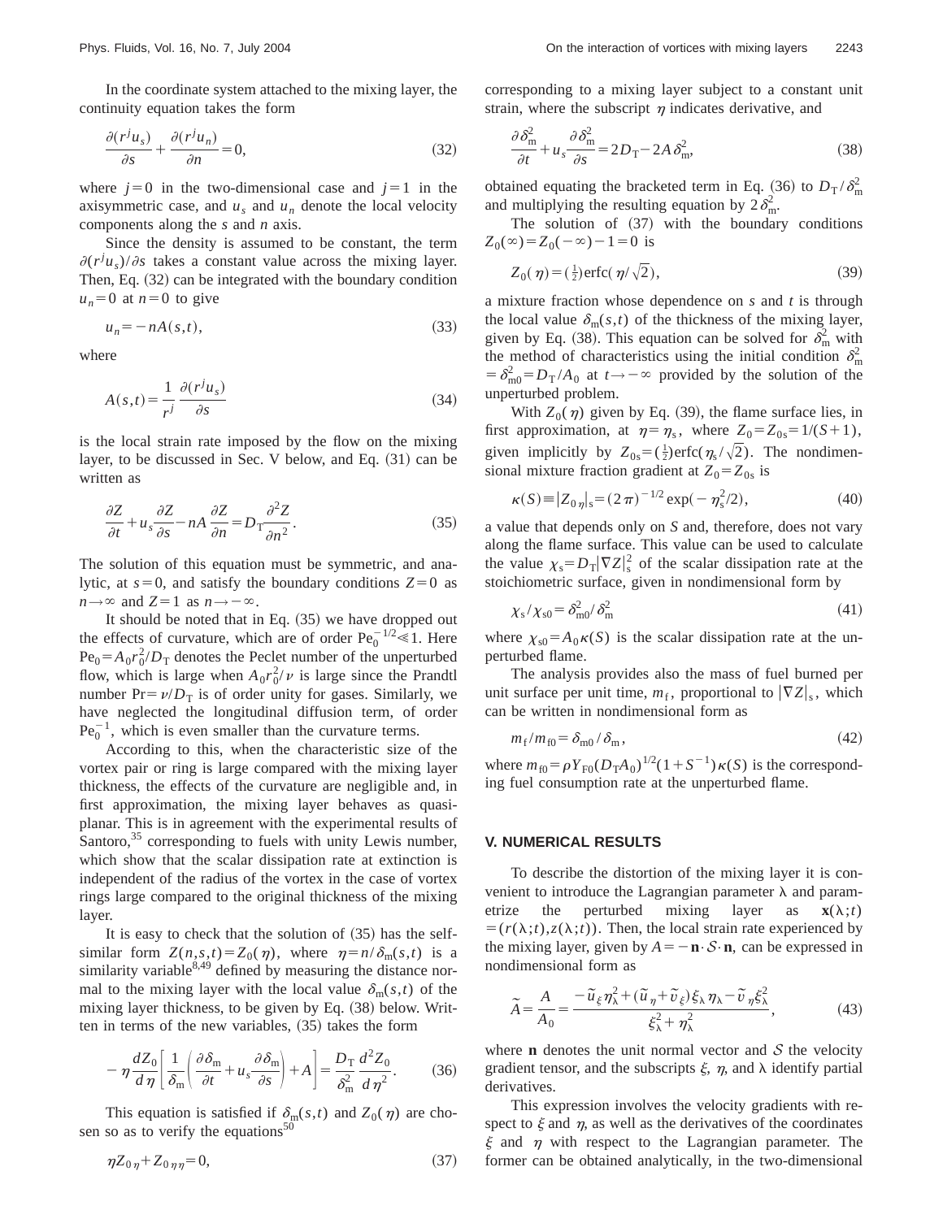In the coordinate system attached to the mixing layer, the continuity equation takes the form

$$\frac{\partial(r^j u_s)}{\partial s}+\frac{\partial(r^j u_n)}{\partial n}=0, \tag{32}$$

where $j=0$ in the two-dimensional case and $j=1$ in the axisymmetric case, and $u_s$ and $u_n$ denote the local velocity components along the $s$ and $n$ axis.

Since the density is assumed to be constant, the term $\partial(r^j u_s)/\partial s$ takes a constant value across the mixing layer. Then, Eq. (32) can be integrated with the boundary condition $u_n=0$ at $n=0$ to give

$$u_n=-nA(s,t), \tag{33}$$

where

$$A(s,t)=\frac{1}{r^j}\frac{\partial(r^j u_s)}{\partial s} \tag{34}$$

is the local strain rate imposed by the flow on the mixing layer, to be discussed in Sec. V below, and Eq. (31) can be written as

$$\frac{\partial Z}{\partial t}+u_s\frac{\partial Z}{\partial s}-nA\frac{\partial Z}{\partial n}=D_{\mathrm{T}}\frac{\partial^2 Z}{\partial n^2}. \tag{35}$$

The solution of this equation must be symmetric, and analytic, at $s=0$, and satisfy the boundary conditions $Z=0$ as $n\to\infty$ and $Z=1$ as $n\to-\infty$.

It should be noted that in Eq. (35) we have dropped out the effects of curvature, which are of order $\mathrm{Pe}_0^{-1/2}\ll 1$. Here $\mathrm{Pe}_0=A_0 r_0^2/D_{\mathrm{T}}$ denotes the Peclet number of the unperturbed flow, which is large when $A_0 r_0^2/\nu$ is large since the Prandtl number $\mathrm{Pr}=\nu/D_{\mathrm{T}}$ is of order unity for gases. Similarly, we have neglected the longitudinal diffusion term, of order $\mathrm{Pe}_0^{-1}$, which is even smaller than the curvature terms.

According to this, when the characteristic size of the vortex pair or ring is large compared with the mixing layer thickness, the effects of the curvature are negligible and, in first approximation, the mixing layer behaves as quasiplanar. This is in agreement with the experimental results of Santoro,[35] corresponding to fuels with unity Lewis number, which show that the scalar dissipation rate at extinction is independent of the radius of the vortex in the case of vortex rings large compared to the original thickness of the mixing layer.

It is easy to check that the solution of (35) has the self-similar form $Z(n,s,t)=Z_0(\eta)$, where $\eta=n/\delta_{\mathrm{m}}(s,t)$ is a similarity variable[8,49] defined by measuring the distance normal to the mixing layer with the local value $\delta_{\mathrm{m}}(s,t)$ of the mixing layer thickness, to be given by Eq. (38) below. Written in terms of the new variables, (35) takes the form

$$-\eta\frac{dZ_0}{d\eta}\left[\frac{1}{\delta_{\mathrm{m}}}\left(\frac{\partial\delta_{\mathrm{m}}}{\partial t}+u_s\frac{\partial\delta_{\mathrm{m}}}{\partial s}\right)+A\right]=\frac{D_{\mathrm{T}}}{\delta_{\mathrm{m}}^2}\frac{d^2 Z_0}{d\eta^2}. \tag{36}$$

This equation is satisfied if $\delta_{\mathrm{m}}(s,t)$ and $Z_0(\eta)$ are chosen so as to verify the equations[50]

$$\eta Z_{0\eta}+Z_{0\eta\eta}=0, \tag{37}$$

corresponding to a mixing layer subject to a constant unit strain, where the subscript $\eta$ indicates derivative, and

$$\frac{\partial\delta_{\mathrm{m}}^2}{\partial t}+u_s\frac{\partial\delta_{\mathrm{m}}^2}{\partial s}=2D_{\mathrm{T}}-2A\delta_{\mathrm{m}}^2, \tag{38}$$

obtained equating the bracketed term in Eq. (36) to $D_{\mathrm{T}}/\delta_{\mathrm{m}}^2$ and multiplying the resulting equation by $2\delta_{\mathrm{m}}^2$.

The solution of (37) with the boundary conditions $Z_0(\infty)=Z_0(-\infty)-1=0$ is

$$Z_0(\eta)=(\tfrac{1}{2})\mathrm{erfc}(\eta/\sqrt{2}), \tag{39}$$

a mixture fraction whose dependence on $s$ and $t$ is through the local value $\delta_{\mathrm{m}}(s,t)$ of the thickness of the mixing layer, given by Eq. (38). This equation can be solved for $\delta_{\mathrm{m}}^2$ with the method of characteristics using the initial condition $\delta_{\mathrm{m}}^2=\delta_{\mathrm{m}0}^2=D_{\mathrm{T}}/A_0$ at $t\to-\infty$ provided by the solution of the unperturbed problem.

With $Z_0(\eta)$ given by Eq. (39), the flame surface lies, in first approximation, at $\eta=\eta_{\mathrm{s}}$, where $Z_0=Z_{0\mathrm{s}}=1/(S+1)$, given implicitly by $Z_{0\mathrm{s}}=(\tfrac{1}{2})\mathrm{erfc}(\eta_{\mathrm{s}}/\sqrt{2})$. The nondimensional mixture fraction gradient at $Z_0=Z_{0\mathrm{s}}$ is

$$\kappa(S)\equiv|Z_{0\eta}|_{\mathrm{s}}=(2\pi)^{-1/2}\exp(-\eta_{\mathrm{s}}^2/2), \tag{40}$$

a value that depends only on $S$ and, therefore, does not vary along the flame surface. This value can be used to calculate the value $\chi_{\mathrm{s}}=D_{\mathrm{T}}|\nabla Z|_{\mathrm{s}}^2$ of the scalar dissipation rate at the stoichiometric surface, given in nondimensional form by

$$\chi_{\mathrm{s}}/\chi_{\mathrm{s}0}=\delta_{\mathrm{m}0}^2/\delta_{\mathrm{m}}^2 \tag{41}$$

where $\chi_{\mathrm{s}0}=A_0\kappa(S)$ is the scalar dissipation rate at the unperturbed flame.

The analysis provides also the mass of fuel burned per unit surface per unit time, $m_{\mathrm{f}}$, proportional to $|\nabla Z|_{\mathrm{s}}$, which can be written in nondimensional form as

$$m_{\mathrm{f}}/m_{\mathrm{f}0}=\delta_{\mathrm{m}0}/\delta_{\mathrm{m}}, \tag{42}$$

where $m_{\mathrm{f}0}=\rho Y_{\mathrm{F}0}(D_{\mathrm{T}}A_0)^{1/2}(1+S^{-1})\kappa(S)$ is the corresponding fuel consumption rate at the unperturbed flame.

## V. NUMERICAL RESULTS

To describe the distortion of the mixing layer it is convenient to introduce the Lagrangian parameter $\lambda$ and parametrize the perturbed mixing layer as $\mathbf{x}(\lambda;t)=(r(\lambda;t),z(\lambda;t))$. Then, the local strain rate experienced by the mixing layer, given by $A=-\mathbf{n}\cdot\mathcal{S}\cdot\mathbf{n}$, can be expressed in nondimensional form as

$$\tilde{A}=\frac{A}{A_0}=\frac{-\tilde{u}_{\xi}\eta_{\lambda}^2+(\tilde{u}_{\eta}+\tilde{v}_{\xi})\xi_{\lambda}\eta_{\lambda}-\tilde{v}_{\eta}\xi_{\lambda}^2}{\xi_{\lambda}^2+\eta_{\lambda}^2}, \tag{43}$$

where $\mathbf{n}$ denotes the unit normal vector and $\mathcal{S}$ the velocity gradient tensor, and the subscripts $\xi$, $\eta$, and $\lambda$ identify partial derivatives.

This expression involves the velocity gradients with respect to $\xi$ and $\eta$, as well as the derivatives of the coordinates $\xi$ and $\eta$ with respect to the Lagrangian parameter. The former can be obtained analytically, in the two-dimensional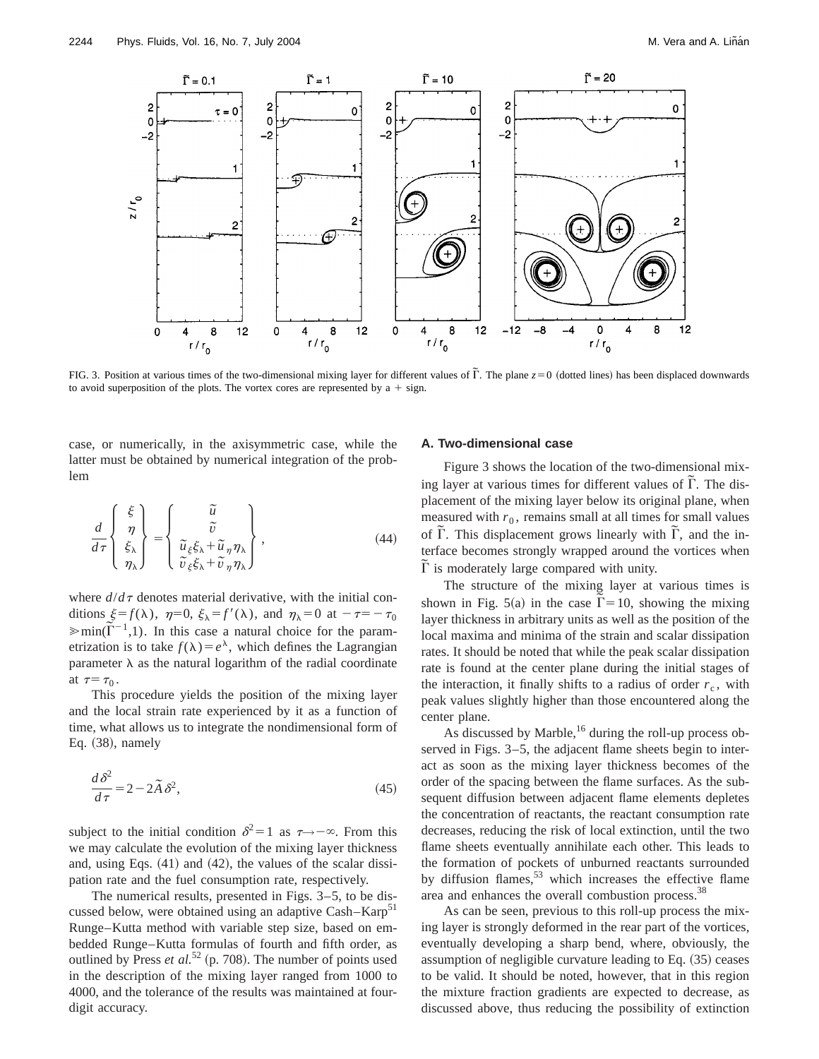FIG. 3. Position at various times of the two-dimensional mixing layer for different values of $\tilde{\Gamma}$. The plane $z=0$ (dotted lines) has been displaced downwards to avoid superposition of the plots. The vortex cores are represented by a + sign.

case, or numerically, in the axisymmetric case, while the latter must be obtained by numerical integration of the problem

$$\frac{d}{d\tau}\begin{Bmatrix} \xi \\ \eta \\ \xi_\lambda \\ \eta_\lambda \end{Bmatrix} = \begin{Bmatrix} \tilde{u} \\ \tilde{v} \\ \tilde{u}_\xi \xi_\lambda + \tilde{u}_\eta \eta_\lambda \\ \tilde{v}_\xi \xi_\lambda + \tilde{v}_\eta \eta_\lambda \end{Bmatrix}, \tag{44}$$

where $d/d\tau$ denotes material derivative, with the initial conditions $\xi=f(\lambda)$, $\eta=0$, $\xi_\lambda=f'(\lambda)$, and $\eta_\lambda=0$ at $-\tau=-\tau_0 \gg \min(\tilde{\Gamma}^{-1},1)$. In this case a natural choice for the parametrization is to take $f(\lambda)=e^\lambda$, which defines the Lagrangian parameter $\lambda$ as the natural logarithm of the radial coordinate at $\tau=\tau_0$.

This procedure yields the position of the mixing layer and the local strain rate experienced by it as a function of time, what allows us to integrate the nondimensional form of Eq. (38), namely

$$\frac{d\delta^2}{d\tau}=2-2\tilde{A}\delta^2, \tag{45}$$

subject to the initial condition $\delta^2=1$ as $\tau\to-\infty$. From this we may calculate the evolution of the mixing layer thickness and, using Eqs. (41) and (42), the values of the scalar dissipation rate and the fuel consumption rate, respectively.

The numerical results, presented in Figs. 3–5, to be discussed below, were obtained using an adaptive Cash–Karp[51] Runge–Kutta method with variable step size, based on embedded Runge–Kutta formulas of fourth and fifth order, as outlined by Press *et al.*[52] (p. 708). The number of points used in the description of the mixing layer ranged from 1000 to 4000, and the tolerance of the results was maintained at four-digit accuracy.

### A. Two-dimensional case

Figure 3 shows the location of the two-dimensional mixing layer at various times for different values of $\tilde{\Gamma}$. The displacement of the mixing layer below its original plane, when measured with $r_0$, remains small at all times for small values of $\tilde{\Gamma}$. This displacement grows linearly with $\tilde{\Gamma}$, and the interface becomes strongly wrapped around the vortices when $\tilde{\Gamma}$ is moderately large compared with unity.

The structure of the mixing layer at various times is shown in Fig. 5(a) in the case $\tilde{\Gamma}=10$, showing the mixing layer thickness in arbitrary units as well as the position of the local maxima and minima of the strain and scalar dissipation rates. It should be noted that while the peak scalar dissipation rate is found at the center plane during the initial stages of the interaction, it finally shifts to a radius of order $r_c$, with peak values slightly higher than those encountered along the center plane.

As discussed by Marble,[16] during the roll-up process observed in Figs. 3–5, the adjacent flame sheets begin to interact as soon as the mixing layer thickness becomes of the order of the spacing between the flame surfaces. As the subsequent diffusion between adjacent flame elements depletes the concentration of reactants, the reactant consumption rate decreases, reducing the risk of local extinction, until the two flame sheets eventually annihilate each other. This leads to the formation of pockets of unburned reactants surrounded by diffusion flames,[53] which increases the effective flame area and enhances the overall combustion process.[38]

As can be seen, previous to this roll-up process the mixing layer is strongly deformed in the rear part of the vortices, eventually developing a sharp bend, where, obviously, the assumption of negligible curvature leading to Eq. (35) ceases to be valid. It should be noted, however, that in this region the mixture fraction gradients are expected to decrease, as discussed above, thus reducing the possibility of extinction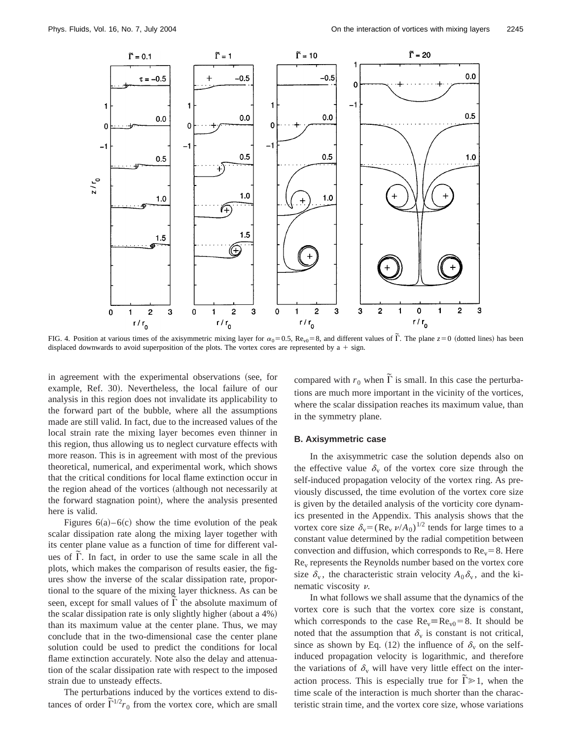FIG. 4. Position at various times of the axisymmetric mixing layer for $\alpha_0 = 0.5$, $\mathrm{Re}_{v0} = 8$, and different values of $\tilde{\Gamma}$. The plane $z = 0$ (dotted lines) has been displaced downwards to avoid superposition of the plots. The vortex cores are represented by a + sign.

in agreement with the experimental observations (see, for example, Ref. 30). Nevertheless, the local failure of our analysis in this region does not invalidate its applicability to the forward part of the bubble, where all the assumptions made are still valid. In fact, due to the increased values of the local strain rate the mixing layer becomes even thinner in this region, thus allowing us to neglect curvature effects with more reason. This is in agreement with most of the previous theoretical, numerical, and experimental work, which shows that the critical conditions for local flame extinction occur in the region ahead of the vortices (although not necessarily at the forward stagnation point), where the analysis presented here is valid.

Figures 6(a)–6(c) show the time evolution of the peak scalar dissipation rate along the mixing layer together with its center plane value as a function of time for different values of $\tilde{\Gamma}$. In fact, in order to use the same scale in all the plots, which makes the comparison of results easier, the figures show the inverse of the scalar dissipation rate, proportional to the square of the mixing layer thickness. As can be seen, except for small values of $\tilde{\Gamma}$ the absolute maximum of the scalar dissipation rate is only slightly higher (about a 4%) than its maximum value at the center plane. Thus, we may conclude that in the two-dimensional case the center plane solution could be used to predict the conditions for local flame extinction accurately. Note also the delay and attenuation of the scalar dissipation rate with respect to the imposed strain due to unsteady effects.

The perturbations induced by the vortices extend to distances of order $\tilde{\Gamma}^{1/2} r_0$ from the vortex core, which are small compared with $r_0$ when $\tilde{\Gamma}$ is small. In this case the perturbations are much more important in the vicinity of the vortices, where the scalar dissipation reaches its maximum value, than in the symmetry plane.

### B. Axisymmetric case

In the axisymmetric case the solution depends also on the effective value $\delta_v$ of the vortex core size through the self-induced propagation velocity of the vortex ring. As previously discussed, the time evolution of the vortex core size is given by the detailed analysis of the vorticity core dynamics presented in the Appendix. This analysis shows that the vortex core size $\delta_v = (\mathrm{Re}_v \, \nu / A_0)^{1/2}$ tends for large times to a constant value determined by the radial competition between convection and diffusion, which corresponds to $\mathrm{Re}_v = 8$. Here $\mathrm{Re}_v$ represents the Reynolds number based on the vortex core size $\delta_v$, the characteristic strain velocity $A_0 \delta_v$, and the kinematic viscosity $\nu$.

In what follows we shall assume that the dynamics of the vortex core is such that the vortex core size is constant, which corresponds to the case $\mathrm{Re}_v \equiv \mathrm{Re}_{v0} = 8$. It should be noted that the assumption that $\delta_v$ is constant is not critical, since as shown by Eq. (12) the influence of $\delta_v$ on the self-induced propagation velocity is logarithmic, and therefore the variations of $\delta_v$ will have very little effect on the interaction process. This is especially true for $\tilde{\Gamma} \gg 1$, when the time scale of the interaction is much shorter than the characteristic strain time, and the vortex core size, whose variations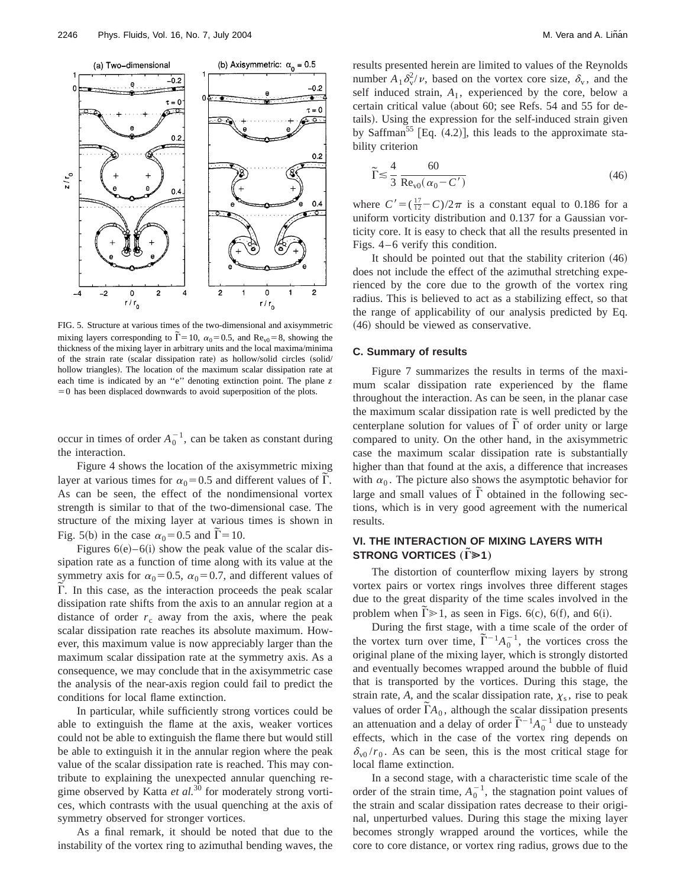FIG. 5. Structure at various times of the two-dimensional and axisymmetric mixing layers corresponding to $\tilde{\Gamma}=10$, $\alpha_0=0.5$, and $\mathrm{Re}_{v0}=8$, showing the thickness of the mixing layer in arbitrary units and the local maxima/minima of the strain rate (scalar dissipation rate) as hollow/solid circles (solid/hollow triangles). The location of the maximum scalar dissipation rate at each time is indicated by an "e" denoting extinction point. The plane $z=0$ has been displaced downwards to avoid superposition of the plots.

occur in times of order $A_0^{-1}$, can be taken as constant during the interaction.

Figure 4 shows the location of the axisymmetric mixing layer at various times for $\alpha_0=0.5$ and different values of $\tilde{\Gamma}$. As can be seen, the effect of the nondimensional vortex strength is similar to that of the two-dimensional case. The structure of the mixing layer at various times is shown in Fig. 5(b) in the case $\alpha_0=0.5$ and $\tilde{\Gamma}=10$.

Figures 6(e)–6(i) show the peak value of the scalar dissipation rate as a function of time along with its value at the symmetry axis for $\alpha_0=0.5$, $\alpha_0=0.7$, and different values of $\tilde{\Gamma}$. In this case, as the interaction proceeds the peak scalar dissipation rate shifts from the axis to an annular region at a distance of order $r_c$ away from the axis, where the peak scalar dissipation rate reaches its absolute maximum. However, this maximum value is now appreciably larger than the maximum scalar dissipation rate at the symmetry axis. As a consequence, we may conclude that in the axisymmetric case the analysis of the near-axis region could fail to predict the conditions for local flame extinction.

In particular, while sufficiently strong vortices could be able to extinguish the flame at the axis, weaker vortices could not be able to extinguish the flame there but would still be able to extinguish it in the annular region where the peak value of the scalar dissipation rate is reached. This may contribute to explaining the unexpected annular quenching regime observed by Katta *et al.*[30] for moderately strong vortices, which contrasts with the usual quenching at the axis of symmetry observed for stronger vortices.

As a final remark, it should be noted that due to the instability of the vortex ring to azimuthal bending waves, the results presented herein are limited to values of the Reynolds number $A_1\delta_v^2/\nu$, based on the vortex core size, $\delta_v$, and the self induced strain, $A_1$, experienced by the core, below a certain critical value (about 60; see Refs. 54 and 55 for details). Using the expression for the self-induced strain given by Saffman[55] [Eq. (4.2)], this leads to the approximate stability criterion

$$\tilde{\Gamma} \lesssim \frac{4}{3}\frac{60}{\mathrm{Re}_{v0}(\alpha_0 - C')} \tag{46}$$

where $C'=(\frac{17}{12}-C)/2\pi$ is a constant equal to 0.186 for a uniform vorticity distribution and 0.137 for a Gaussian vorticity core. It is easy to check that all the results presented in Figs. 4–6 verify this condition.

It should be pointed out that the stability criterion (46) does not include the effect of the azimuthal stretching experienced by the core due to the growth of the vortex ring radius. This is believed to act as a stabilizing effect, so that the range of applicability of our analysis predicted by Eq. (46) should be viewed as conservative.

### C. Summary of results

Figure 7 summarizes the results in terms of the maximum scalar dissipation rate experienced by the flame throughout the interaction. As can be seen, in the planar case the maximum scalar dissipation rate is well predicted by the centerplane solution for values of $\tilde{\Gamma}$ of order unity or large compared to unity. On the other hand, in the axisymmetric case the maximum scalar dissipation rate is substantially higher than that found at the axis, a difference that increases with $\alpha_0$. The picture also shows the asymptotic behavior for large and small values of $\tilde{\Gamma}$ obtained in the following sections, which is in very good agreement with the numerical results.

## VI. THE INTERACTION OF MIXING LAYERS WITH STRONG VORTICES ($\tilde{\Gamma} \gg 1$)

The distortion of counterflow mixing layers by strong vortex pairs or vortex rings involves three different stages due to the great disparity of the time scales involved in the problem when $\tilde{\Gamma} \gg 1$, as seen in Figs. 6(c), 6(f), and 6(i).

During the first stage, with a time scale of the order of the vortex turn over time, $\tilde{\Gamma}^{-1}A_0^{-1}$, the vortices cross the original plane of the mixing layer, which is strongly distorted and eventually becomes wrapped around the bubble of fluid that is transported by the vortices. During this stage, the strain rate, $A$, and the scalar dissipation rate, $\chi_s$, rise to peak values of order $\tilde{\Gamma}A_0$, although the scalar dissipation presents an attenuation and a delay of order $\tilde{\Gamma}^{-1}A_0^{-1}$ due to unsteady effects, which in the case of the vortex ring depends on $\delta_{v0}/r_0$. As can be seen, this is the most critical stage for local flame extinction.

In a second stage, with a characteristic time scale of the order of the strain time, $A_0^{-1}$, the stagnation point values of the strain and scalar dissipation rates decrease to their original, unperturbed values. During this stage the mixing layer becomes strongly wrapped around the vortices, while the core to core distance, or vortex ring radius, grows due to the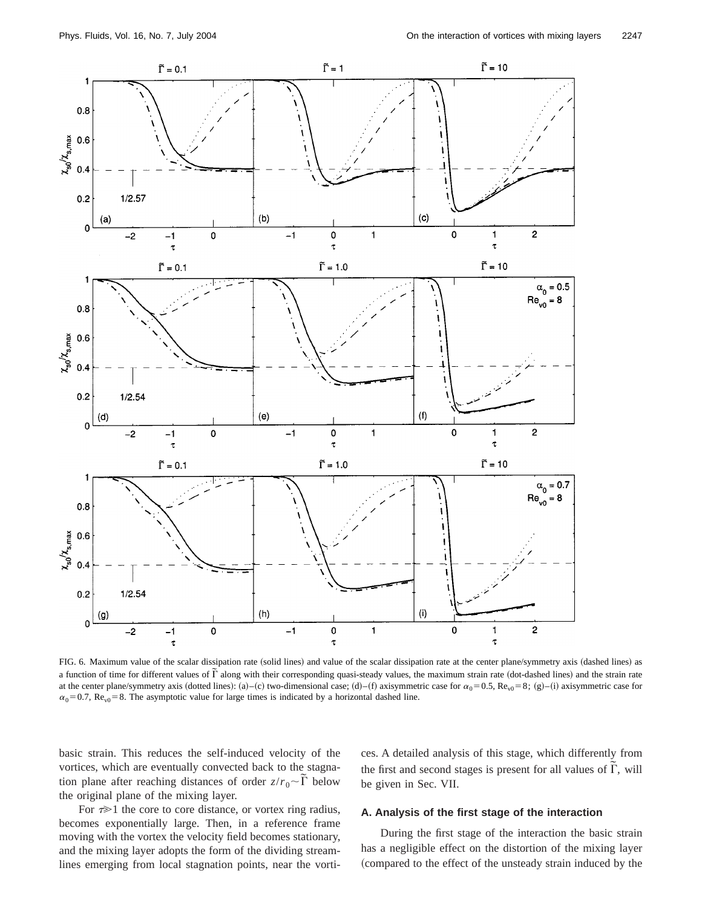FIG. 6. Maximum value of the scalar dissipation rate (solid lines) and value of the scalar dissipation rate at the center plane/symmetry axis (dashed lines) as a function of time for different values of $\tilde{\Gamma}$ along with their corresponding quasi-steady values, the maximum strain rate (dot-dashed lines) and the strain rate at the center plane/symmetry axis (dotted lines): (a)–(c) two-dimensional case; (d)–(f) axisymmetric case for $\alpha_0 = 0.5$, $\mathrm{Re}_{v0} = 8$; (g)–(i) axisymmetric case for $\alpha_0 = 0.7$, $\mathrm{Re}_{v0} = 8$. The asymptotic value for large times is indicated by a horizontal dashed line.

basic strain. This reduces the self-induced velocity of the vortices, which are eventually convected back to the stagnation plane after reaching distances of order $z/r_0 \sim \tilde{\Gamma}$ below the original plane of the mixing layer.

For $\tau \gg 1$ the core to core distance, or vortex ring radius, becomes exponentially large. Then, in a reference frame moving with the vortex the velocity field becomes stationary, and the mixing layer adopts the form of the dividing streamlines emerging from local stagnation points, near the vortices. A detailed analysis of this stage, which differently from the first and second stages is present for all values of $\tilde{\Gamma}$, will be given in Sec. VII.

### A. Analysis of the first stage of the interaction

During the first stage of the interaction the basic strain has a negligible effect on the distortion of the mixing layer (compared to the effect of the unsteady strain induced by the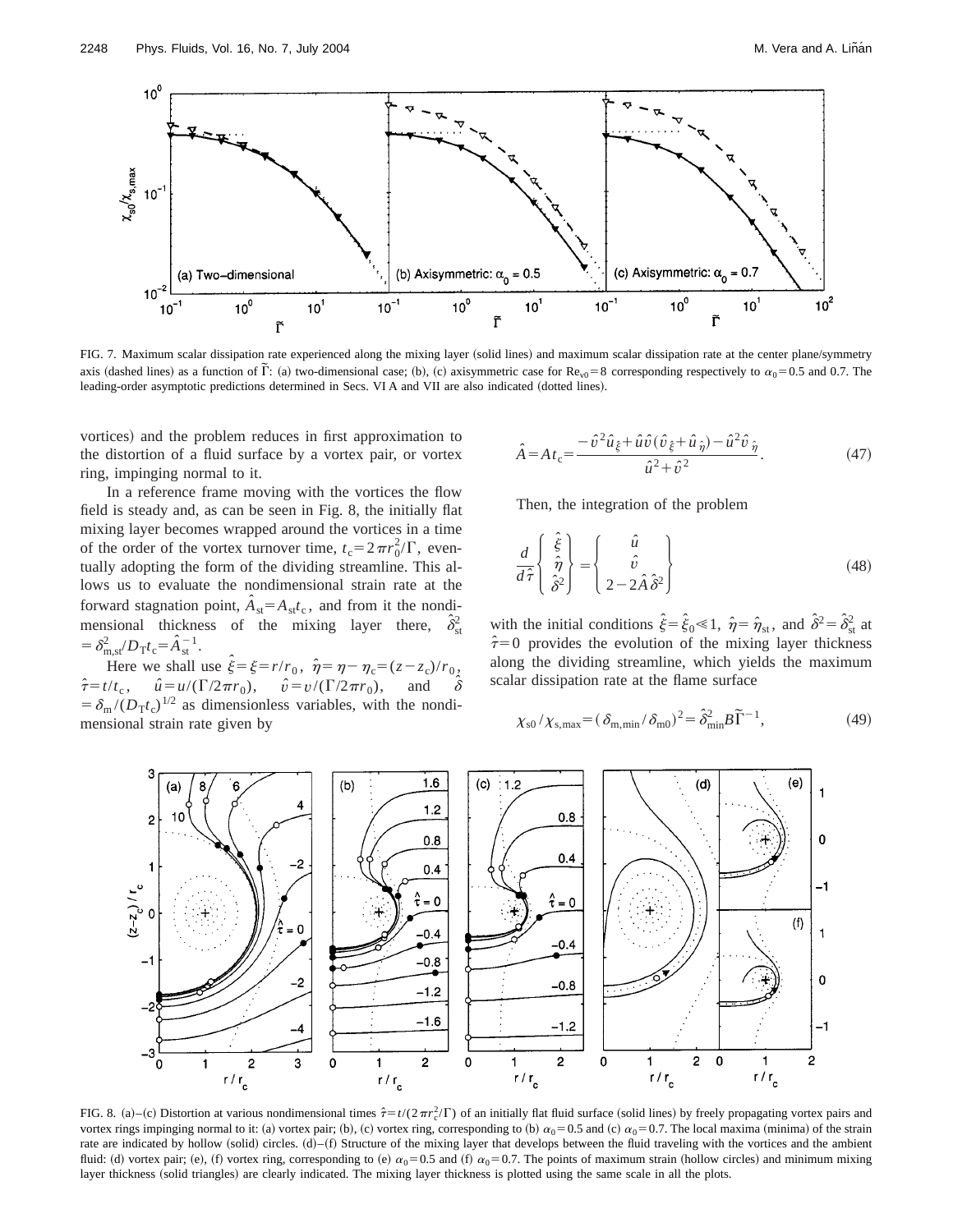FIG. 7. Maximum scalar dissipation rate experienced along the mixing layer (solid lines) and maximum scalar dissipation rate at the center plane/symmetry axis (dashed lines) as a function of $\tilde{\Gamma}$: (a) two-dimensional case; (b), (c) axisymmetric case for $\mathrm{Re}_{v0}=8$ corresponding respectively to $\alpha_0=0.5$ and 0.7. The leading-order asymptotic predictions determined in Secs. VI A and VII are also indicated (dotted lines).

vortices) and the problem reduces in first approximation to the distortion of a fluid surface by a vortex pair, or vortex ring, impinging normal to it.

In a reference frame moving with the vortices the flow field is steady and, as can be seen in Fig. 8, the initially flat mixing layer becomes wrapped around the vortices in a time of the order of the vortex turnover time, $t_c=2\pi r_0^2/\Gamma$, eventually adopting the form of the dividing streamline. This allows us to evaluate the nondimensional strain rate at the forward stagnation point, $\hat{A}_{st}=A_{st}t_c$, and from it the nondimensional thickness of the mixing layer there, $\hat{\delta}_{st}^2=\delta_{m,st}^2/D_T t_c=\hat{A}_{st}^{-1}$.

Here we shall use $\hat{\xi}=\xi=r/r_0$, $\hat{\eta}=\eta-\eta_c=(z-z_c)/r_0$, $\hat{\tau}=t/t_c$, $\hat{u}=u/(\Gamma/2\pi r_0)$, $\hat{v}=v/(\Gamma/2\pi r_0)$, and $\hat{\delta}=\delta_m/(D_T t_c)^{1/2}$ as dimensionless variables, with the nondimensional strain rate given by

$$\hat{A}=At_c=\frac{-\hat{v}^2\hat{u}_{\hat{\xi}}+\hat{u}\hat{v}(\hat{v}_{\hat{\xi}}+\hat{u}_{\hat{\eta}})-\hat{u}^2\hat{v}_{\hat{\eta}}}{\hat{u}^2+\hat{v}^2}. \tag{47}$$

Then, the integration of the problem

$$\frac{d}{d\hat{\tau}}\begin{Bmatrix}\hat{\xi}\\ \hat{\eta}\\ \hat{\delta}^2\end{Bmatrix}=\begin{Bmatrix}\hat{u}\\ \hat{v}\\ 2-2\hat{A}\hat{\delta}^2\end{Bmatrix} \tag{48}$$

with the initial conditions $\hat{\xi}=\hat{\xi}_0\ll 1$, $\hat{\eta}=\hat{\eta}_{st}$, and $\hat{\delta}^2=\hat{\delta}_{st}^2$ at $\hat{\tau}=0$ provides the evolution of the mixing layer thickness along the dividing streamline, which yields the maximum scalar dissipation rate at the flame surface

$$\chi_{s0}/\chi_{s,\max}=(\delta_{m,\min}/\delta_{m0})^2=\hat{\delta}_{\min}^2 B\tilde{\Gamma}^{-1}, \tag{49}$$

FIG. 8. (a)–(c) Distortion at various nondimensional times $\hat{\tau}=t/(2\pi r_c^2/\Gamma)$ of an initially flat fluid surface (solid lines) by freely propagating vortex pairs and vortex rings impinging normal to it: (a) vortex pair; (b), (c) vortex ring, corresponding to (b) $\alpha_0=0.5$ and (c) $\alpha_0=0.7$. The local maxima (minima) of the strain rate are indicated by hollow (solid) circles. (d)–(f) Structure of the mixing layer that develops between the fluid traveling with the vortices and the ambient fluid: (d) vortex pair; (e), (f) vortex ring, corresponding to (e) $\alpha_0=0.5$ and (f) $\alpha_0=0.7$. The points of maximum strain (hollow circles) and minimum mixing layer thickness (solid triangles) are clearly indicated. The mixing layer thickness is plotted using the same scale in all the plots.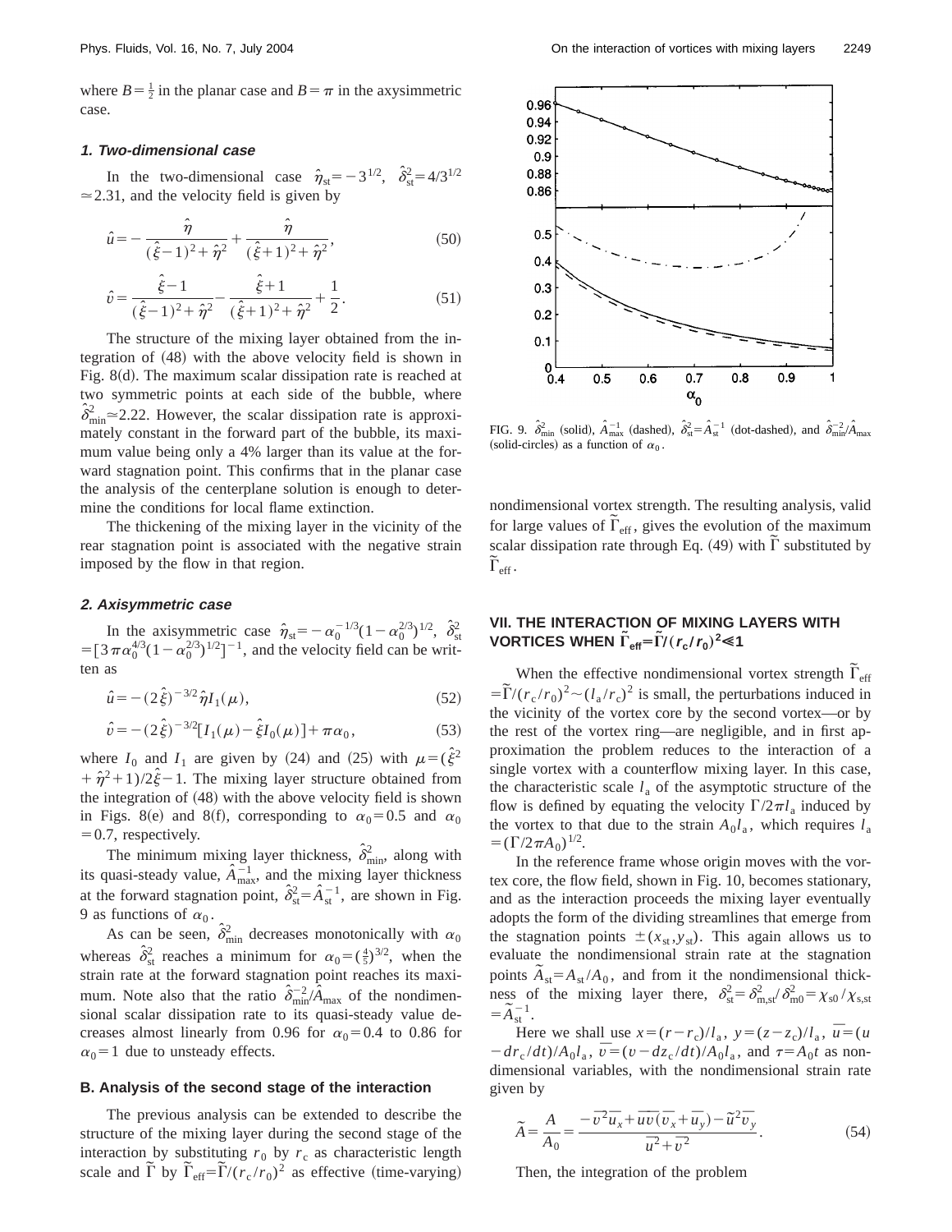where $B=\frac{1}{2}$ in the planar case and $B=\pi$ in the axysimmetric case.

#### 1. Two-dimensional case

In the two-dimensional case $\hat{\eta}_{st}=-3^{1/2}$, $\hat{\delta}_{st}^2=4/3^{1/2}\simeq 2.31$, and the velocity field is given by

$$\hat{u}=-\frac{\hat{\eta}}{(\hat{\xi}-1)^2+\hat{\eta}^2}+\frac{\hat{\eta}}{(\hat{\xi}+1)^2+\hat{\eta}^2}, \tag{50}$$

$$\hat{v}=\frac{\hat{\xi}-1}{(\hat{\xi}-1)^2+\hat{\eta}^2}-\frac{\hat{\xi}+1}{(\hat{\xi}+1)^2+\hat{\eta}^2}+\frac{1}{2}. \tag{51}$$

The structure of the mixing layer obtained from the integration of (48) with the above velocity field is shown in Fig. 8(d). The maximum scalar dissipation rate is reached at two symmetric points at each side of the bubble, where $\hat{\delta}_{\min}^2\simeq 2.22$. However, the scalar dissipation rate is approximately constant in the forward part of the bubble, its maximum value being only a 4% larger than its value at the forward stagnation point. This confirms that in the planar case the analysis of the centerplane solution is enough to determine the conditions for local flame extinction.

The thickening of the mixing layer in the vicinity of the rear stagnation point is associated with the negative strain imposed by the flow in that region.

#### 2. Axisymmetric case

In the axisymmetric case $\hat{\eta}_{st}=-\alpha_0^{-1/3}(1-\alpha_0^{2/3})^{1/2}$, $\hat{\delta}_{st}^2=[3\pi\alpha_0^{4/3}(1-\alpha_0^{2/3})^{1/2}]^{-1}$, and the velocity field can be written as

$$\hat{u}=-(2\hat{\xi})^{-3/2}\hat{\eta}I_1(\mu), \tag{52}$$

$$\hat{v}=-(2\hat{\xi})^{-3/2}[I_1(\mu)-\hat{\xi}I_0(\mu)]+\pi\alpha_0, \tag{53}$$

where $I_0$ and $I_1$ are given by (24) and (25) with $\mu=(\hat{\xi}^2+\hat{\eta}^2+1)/2\hat{\xi}-1$. The mixing layer structure obtained from the integration of (48) with the above velocity field is shown in Figs. 8(e) and 8(f), corresponding to $\alpha_0=0.5$ and $\alpha_0=0.7$, respectively.

The minimum mixing layer thickness, $\hat{\delta}_{\min}^2$, along with its quasi-steady value, $\hat{A}_{\max}^{-1}$, and the mixing layer thickness at the forward stagnation point, $\hat{\delta}_{st}^2=\hat{A}_{st}^{-1}$, are shown in Fig. 9 as functions of $\alpha_0$.

As can be seen, $\hat{\delta}_{\min}^2$ decreases monotonically with $\alpha_0$ whereas $\hat{\delta}_{st}^2$ reaches a minimum for $\alpha_0=(\frac{4}{5})^{3/2}$, when the strain rate at the forward stagnation point reaches its maximum. Note also that the ratio $\hat{\delta}_{\min}^{-2}/\hat{A}_{\max}$ of the nondimensional scalar dissipation rate to its quasi-steady value decreases almost linearly from 0.96 for $\alpha_0=0.4$ to 0.86 for $\alpha_0=1$ due to unsteady effects.

### B. Analysis of the second stage of the interaction

The previous analysis can be extended to describe the structure of the mixing layer during the second stage of the interaction by substituting $r_0$ by $r_c$ as characteristic length scale and $\tilde{\Gamma}$ by $\tilde{\Gamma}_{\text{eff}}=\tilde{\Gamma}/(r_c/r_0)^2$ as effective (time-varying) nondimensional vortex strength. The resulting analysis, valid for large values of $\tilde{\Gamma}_{\text{eff}}$, gives the evolution of the maximum scalar dissipation rate through Eq. (49) with $\tilde{\Gamma}$ substituted by $\tilde{\Gamma}_{\text{eff}}$.

FIG. 9. $\hat{\delta}_{\min}^2$ (solid), $\hat{A}_{\max}^{-1}$ (dashed), $\hat{\delta}_{st}^2=\hat{A}_{st}^{-1}$ (dot-dashed), and $\hat{\delta}_{\min}^{-2}/\hat{A}_{\max}$ (solid-circles) as a function of $\alpha_0$.

## VII. THE INTERACTION OF MIXING LAYERS WITH VORTICES WHEN $\tilde{\Gamma}_{\text{eff}}=\tilde{\Gamma}/(r_c/r_0)^2\ll 1$

When the effective nondimensional vortex strength $\tilde{\Gamma}_{\text{eff}}=\tilde{\Gamma}/(r_c/r_0)^2\sim(l_a/r_c)^2$ is small, the perturbations induced in the vicinity of the vortex core by the second vortex—or by the rest of the vortex ring—are negligible, and in first approximation the problem reduces to the interaction of a single vortex with a counterflow mixing layer. In this case, the characteristic scale $l_a$ of the asymptotic structure of the flow is defined by equating the velocity $\Gamma/2\pi l_a$ induced by the vortex to that due to the strain $A_0 l_a$, which requires $l_a=(\Gamma/2\pi A_0)^{1/2}$.

In the reference frame whose origin moves with the vortex core, the flow field, shown in Fig. 10, becomes stationary, and as the interaction proceeds the mixing layer eventually adopts the form of the dividing streamlines that emerge from the stagnation points $\pm(x_{st},y_{st})$. This again allows us to evaluate the nondimensional strain rate at the stagnation points $\tilde{A}_{st}=A_{st}/A_0$, and from it the nondimensional thickness of the mixing layer there, $\delta_{st}^2=\delta_{m,st}^2/\delta_{m0}^2=\chi_{s0}/\chi_{s,st}=\tilde{A}_{st}^{-1}$.

Here we shall use $x=(r-r_c)/l_a$, $y=(z-z_c)/l_a$, $\bar{u}=(u-dr_c/dt)/A_0 l_a$, $\bar{v}=(v-dz_c/dt)/A_0 l_a$, and $\tau=A_0 t$ as nondimensional variables, with the nondimensional strain rate given by

$$\tilde{A}=\frac{A}{A_0}=\frac{-\bar{v}^2\bar{u}_x+\bar{u}\bar{v}(\bar{v}_x+\bar{u}_y)-\tilde{u}^2\bar{v}_y}{\bar{u}^2+\bar{v}^2}. \tag{54}$$

Then, the integration of the problem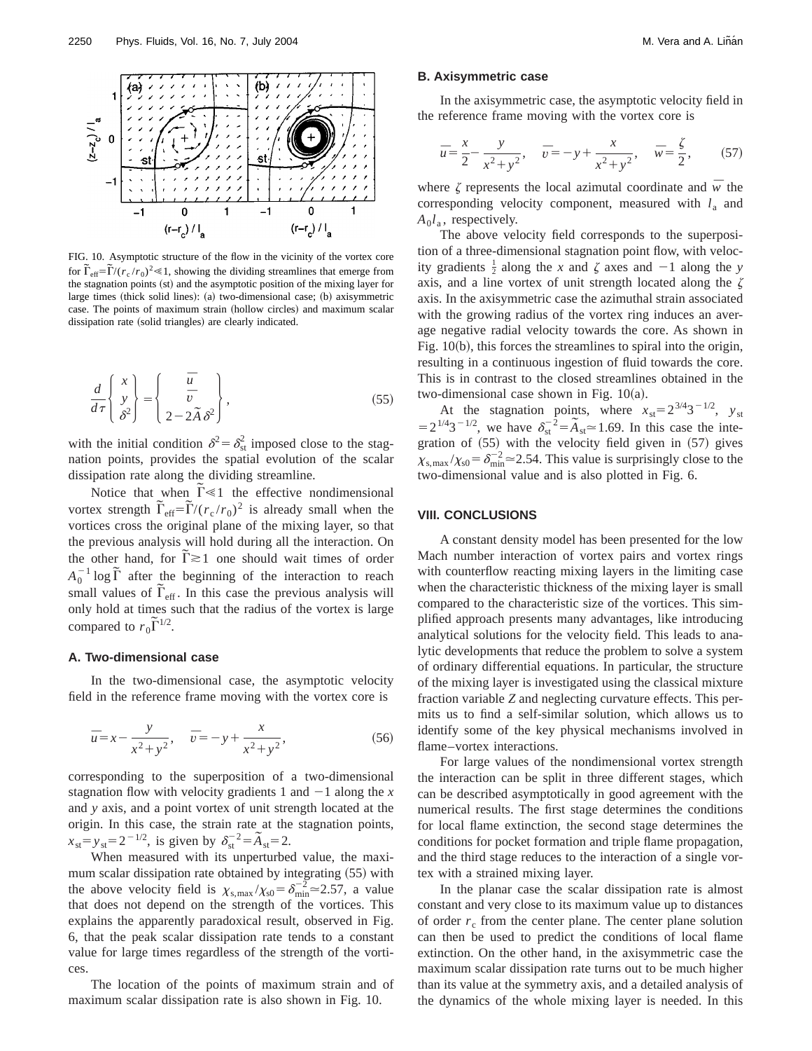FIG. 10. Asymptotic structure of the flow in the vicinity of the vortex core for $\tilde{\Gamma}_{\text{eff}}=\tilde{\Gamma}/(r_c/r_0)^2 \ll 1$, showing the dividing streamlines that emerge from the stagnation points (st) and the asymptotic position of the mixing layer for large times (thick solid lines): (a) two-dimensional case; (b) axisymmetric case. The points of maximum strain (hollow circles) and maximum scalar dissipation rate (solid triangles) are clearly indicated.

$$\frac{d}{d\tau}\begin{Bmatrix} x \\ y \\ \delta^2 \end{Bmatrix} = \begin{Bmatrix} \bar{u} \\ \bar{v} \\ 2-2\tilde{A}\delta^2 \end{Bmatrix}, \tag{55}$$

with the initial condition $\delta^2=\delta_{\text{st}}^2$ imposed close to the stagnation points, provides the spatial evolution of the scalar dissipation rate along the dividing streamline.

Notice that when $\tilde{\Gamma} \ll 1$ the effective nondimensional vortex strength $\tilde{\Gamma}_{\text{eff}}=\tilde{\Gamma}/(r_c/r_0)^2$ is already small when the vortices cross the original plane of the mixing layer, so that the previous analysis will hold during all the interaction. On the other hand, for $\tilde{\Gamma} \gtrsim 1$ one should wait times of order $A_0^{-1}\log\tilde{\Gamma}$ after the beginning of the interaction to reach small values of $\tilde{\Gamma}_{\text{eff}}$. In this case the previous analysis will only hold at times such that the radius of the vortex is large compared to $r_0\tilde{\Gamma}^{1/2}$.

## A. Two-dimensional case

In the two-dimensional case, the asymptotic velocity field in the reference frame moving with the vortex core is

$$\bar{u}=x-\frac{y}{x^2+y^2}, \quad \bar{v}=-y+\frac{x}{x^2+y^2}, \tag{56}$$

corresponding to the superposition of a two-dimensional stagnation flow with velocity gradients 1 and $-1$ along the $x$ and $y$ axis, and a point vortex of unit strength located at the origin. In this case, the strain rate at the stagnation points, $x_{\text{st}}=y_{\text{st}}=2^{-1/2}$, is given by $\delta_{\text{st}}^{-2}=\tilde{A}_{\text{st}}=2$.

When measured with its unperturbed value, the maximum scalar dissipation rate obtained by integrating (55) with the above velocity field is $\chi_{s,\max}/\chi_{s0}=\delta_{\min}^{-2}\simeq 2.57$, a value that does not depend on the strength of the vortices. This explains the apparently paradoxical result, observed in Fig. 6, that the peak scalar dissipation rate tends to a constant value for large times regardless of the strength of the vortices.

The location of the points of maximum strain and of maximum scalar dissipation rate is also shown in Fig. 10.

## B. Axisymmetric case

In the axisymmetric case, the asymptotic velocity field in the reference frame moving with the vortex core is

$$\bar{u}=\frac{x}{2}-\frac{y}{x^2+y^2}, \quad \bar{v}=-y+\frac{x}{x^2+y^2}, \quad \bar{w}=\frac{\zeta}{2}, \tag{57}$$

where $\zeta$ represents the local azimutal coordinate and $\bar{w}$ the corresponding velocity component, measured with $l_a$ and $A_0 l_a$, respectively.

The above velocity field corresponds to the superposition of a three-dimensional stagnation point flow, with velocity gradients $\frac{1}{2}$ along the $x$ and $\zeta$ axes and $-1$ along the $y$ axis, and a line vortex of unit strength located along the $\zeta$ axis. In the axisymmetric case the azimuthal strain associated with the growing radius of the vortex ring induces an average negative radial velocity towards the core. As shown in Fig. 10(b), this forces the streamlines to spiral into the origin, resulting in a continuous ingestion of fluid towards the core. This is in contrast to the closed streamlines obtained in the two-dimensional case shown in Fig. 10(a).

At the stagnation points, where $x_{\text{st}}=2^{3/4}3^{-1/2}$, $y_{\text{st}}=2^{1/4}3^{-1/2}$, we have $\delta_{\text{st}}^{-2}=\tilde{A}_{\text{st}}\simeq 1.69$. In this case the integration of (55) with the velocity field given in (57) gives $\chi_{s,\max}/\chi_{s0}=\delta_{\min}^{-2}\simeq 2.54$. This value is surprisingly close to the two-dimensional value and is also plotted in Fig. 6.

## VIII. CONCLUSIONS

A constant density model has been presented for the low Mach number interaction of vortex pairs and vortex rings with counterflow reacting mixing layers in the limiting case when the characteristic thickness of the mixing layer is small compared to the characteristic size of the vortices. This simplified approach presents many advantages, like introducing analytical solutions for the velocity field. This leads to analytic developments that reduce the problem to solve a system of ordinary differential equations. In particular, the structure of the mixing layer is investigated using the classical mixture fraction variable $Z$ and neglecting curvature effects. This permits us to find a self-similar solution, which allows us to identify some of the key physical mechanisms involved in flame–vortex interactions.

For large values of the nondimensional vortex strength the interaction can be split in three different stages, which can be described asymptotically in good agreement with the numerical results. The first stage determines the conditions for local flame extinction, the second stage determines the conditions for pocket formation and triple flame propagation, and the third stage reduces to the interaction of a single vortex with a strained mixing layer.

In the planar case the scalar dissipation rate is almost constant and very close to its maximum value up to distances of order $r_c$ from the center plane. The center plane solution can then be used to predict the conditions of local flame extinction. On the other hand, in the axisymmetric case the maximum scalar dissipation rate turns out to be much higher than its value at the symmetry axis, and a detailed analysis of the dynamics of the whole mixing layer is needed. In this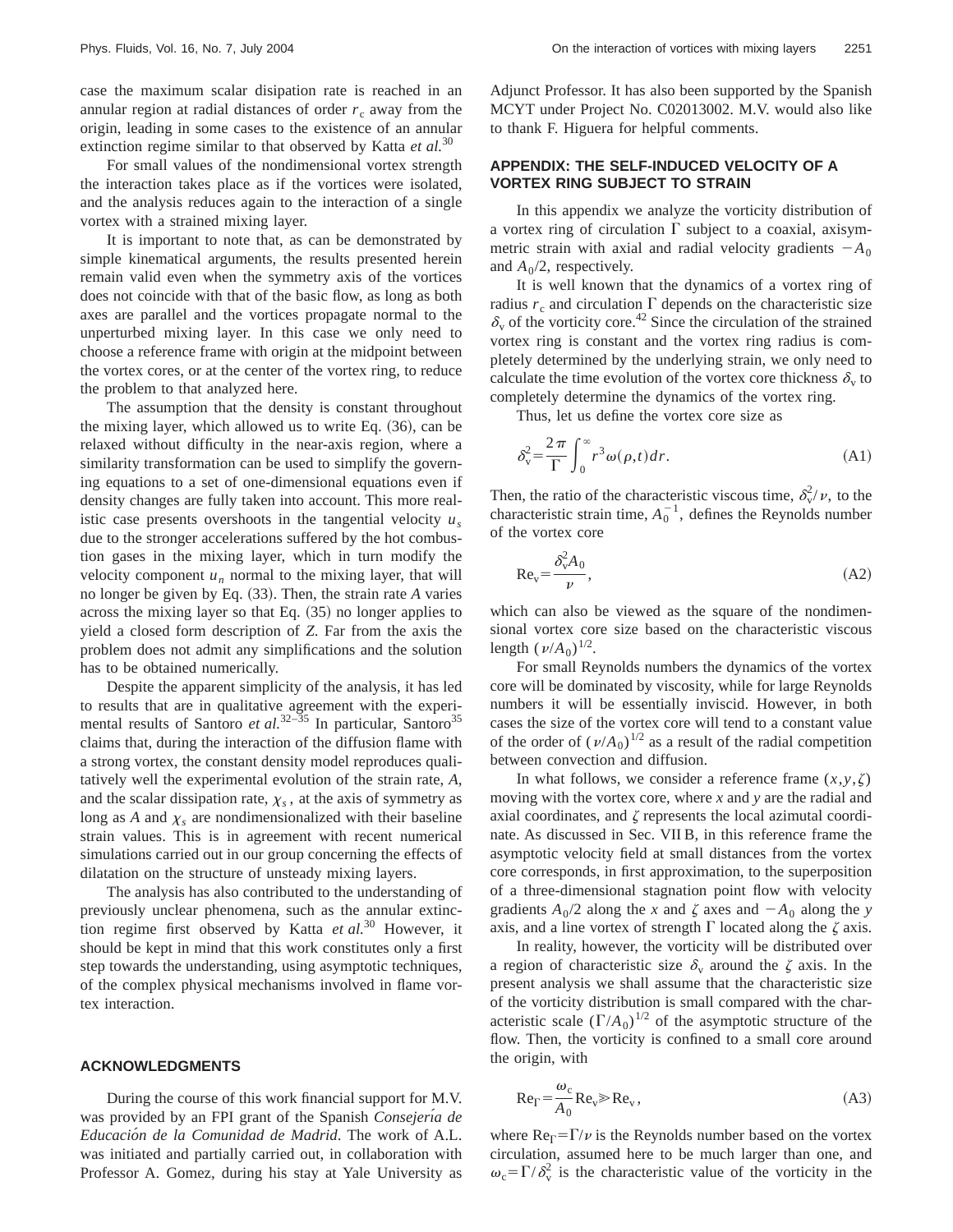case the maximum scalar disipation rate is reached in an annular region at radial distances of order $r_c$ away from the origin, leading in some cases to the existence of an annular extinction regime similar to that observed by Katta *et al.*[30]

For small values of the nondimensional vortex strength the interaction takes place as if the vortices were isolated, and the analysis reduces again to the interaction of a single vortex with a strained mixing layer.

It is important to note that, as can be demonstrated by simple kinematical arguments, the results presented herein remain valid even when the symmetry axis of the vortices does not coincide with that of the basic flow, as long as both axes are parallel and the vortices propagate normal to the unperturbed mixing layer. In this case we only need to choose a reference frame with origin at the midpoint between the vortex cores, or at the center of the vortex ring, to reduce the problem to that analyzed here.

The assumption that the density is constant throughout the mixing layer, which allowed us to write Eq. (36), can be relaxed without difficulty in the near-axis region, where a similarity transformation can be used to simplify the governing equations to a set of one-dimensional equations even if density changes are fully taken into account. This more realistic case presents overshoots in the tangential velocity $u_s$ due to the stronger accelerations suffered by the hot combustion gases in the mixing layer, which in turn modify the velocity component $u_n$ normal to the mixing layer, that will no longer be given by Eq. (33). Then, the strain rate $A$ varies across the mixing layer so that Eq. (35) no longer applies to yield a closed form description of $Z$. Far from the axis the problem does not admit any simplifications and the solution has to be obtained numerically.

Despite the apparent simplicity of the analysis, it has led to results that are in qualitative agreement with the experimental results of Santoro *et al.*[32–35] In particular, Santoro[35] claims that, during the interaction of the diffusion flame with a strong vortex, the constant density model reproduces qualitatively well the experimental evolution of the strain rate, $A$, and the scalar dissipation rate, $\chi_s$, at the axis of symmetry as long as $A$ and $\chi_s$ are nondimensionalized with their baseline strain values. This is in agreement with recent numerical simulations carried out in our group concerning the effects of dilatation on the structure of unsteady mixing layers.

The analysis has also contributed to the understanding of previously unclear phenomena, such as the annular extinction regime first observed by Katta *et al.*[30] However, it should be kept in mind that this work constitutes only a first step towards the understanding, using asymptotic techniques, of the complex physical mechanisms involved in flame vortex interaction.

## ACKNOWLEDGMENTS

During the course of this work financial support for M.V. was provided by an FPI grant of the Spanish *Consejería de Educación de la Comunidad de Madrid*. The work of A.L. was initiated and partially carried out, in collaboration with Professor A. Gomez, during his stay at Yale University as Adjunct Professor. It has also been supported by the Spanish MCYT under Project No. C02013002. M.V. would also like to thank F. Higuera for helpful comments.

## APPENDIX: THE SELF-INDUCED VELOCITY OF A VORTEX RING SUBJECT TO STRAIN

In this appendix we analyze the vorticity distribution of a vortex ring of circulation $\Gamma$ subject to a coaxial, axisymmetric strain with axial and radial velocity gradients $-A_0$ and $A_0/2$, respectively.

It is well known that the dynamics of a vortex ring of radius $r_c$ and circulation $\Gamma$ depends on the characteristic size $\delta_v$ of the vorticity core.[42] Since the circulation of the strained vortex ring is constant and the vortex ring radius is completely determined by the underlying strain, we only need to calculate the time evolution of the vortex core thickness $\delta_v$ to completely determine the dynamics of the vortex ring.

Thus, let us define the vortex core size as

$$\delta_v^2 = \frac{2\pi}{\Gamma}\int_0^\infty r^3 \omega(\rho,t)\, dr. \tag{A1}$$

Then, the ratio of the characteristic viscous time, $\delta_v^2/\nu$, to the characteristic strain time, $A_0^{-1}$, defines the Reynolds number of the vortex core

$$\mathrm{Re}_v = \frac{\delta_v^2 A_0}{\nu}, \tag{A2}$$

which can also be viewed as the square of the nondimensional vortex core size based on the characteristic viscous length $(\nu/A_0)^{1/2}$.

For small Reynolds numbers the dynamics of the vortex core will be dominated by viscosity, while for large Reynolds numbers it will be essentially inviscid. However, in both cases the size of the vortex core will tend to a constant value of the order of $(\nu/A_0)^{1/2}$ as a result of the radial competition between convection and diffusion.

In what follows, we consider a reference frame $(x,y,\zeta)$ moving with the vortex core, where $x$ and $y$ are the radial and axial coordinates, and $\zeta$ represents the local azimutal coordinate. As discussed in Sec. VII B, in this reference frame the asymptotic velocity field at small distances from the vortex core corresponds, in first approximation, to the superposition of a three-dimensional stagnation point flow with velocity gradients $A_0/2$ along the $x$ and $\zeta$ axes and $-A_0$ along the $y$ axis, and a line vortex of strength $\Gamma$ located along the $\zeta$ axis.

In reality, however, the vorticity will be distributed over a region of characteristic size $\delta_v$ around the $\zeta$ axis. In the present analysis we shall assume that the characteristic size of the vorticity distribution is small compared with the characteristic scale $(\Gamma/A_0)^{1/2}$ of the asymptotic structure of the flow. Then, the vorticity is confined to a small core around the origin, with

$$\mathrm{Re}_\Gamma = \frac{\omega_c}{A_0}\mathrm{Re}_v \gg \mathrm{Re}_v, \tag{A3}$$

where $\mathrm{Re}_\Gamma = \Gamma/\nu$ is the Reynolds number based on the vortex circulation, assumed here to be much larger than one, and $\omega_c = \Gamma/\delta_v^2$ is the characteristic value of the vorticity in the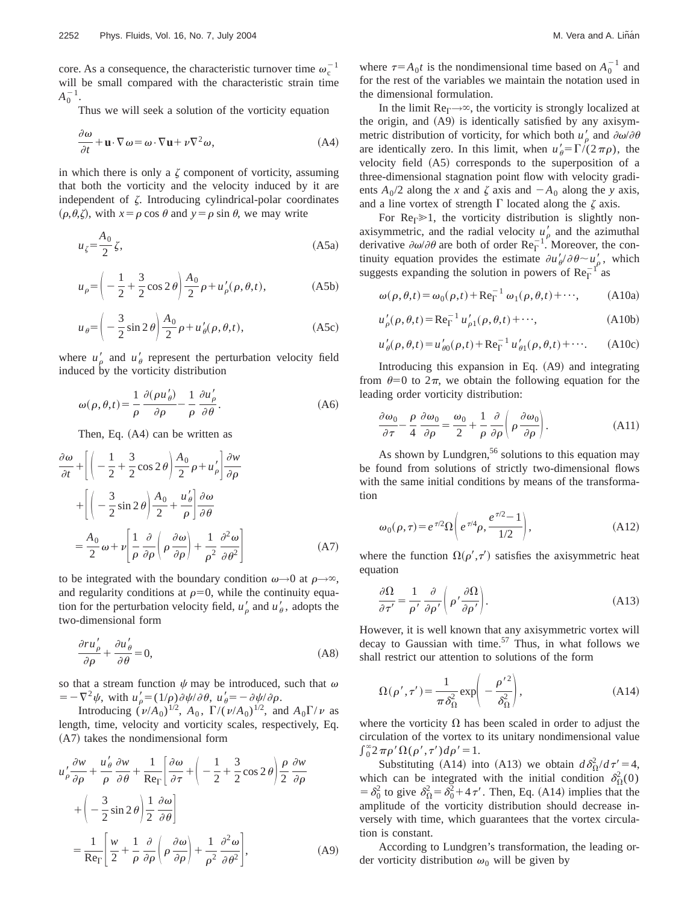core. As a consequence, the characteristic turnover time $\omega_c^{-1}$ will be small compared with the characteristic strain time $A_0^{-1}$.

Thus we will seek a solution of the vorticity equation

$$\frac{\partial \omega}{\partial t} + \mathbf{u}\cdot\nabla\omega = \omega\cdot\nabla\mathbf{u} + \nu\nabla^2\omega, \tag{A4}$$

in which there is only a $\zeta$ component of vorticity, assuming that both the vorticity and the velocity induced by it are independent of $\zeta$. Introducing cylindrical-polar coordinates $(\rho,\theta,\zeta)$, with $x=\rho\cos\theta$ and $y=\rho\sin\theta$, we may write

$$u_\zeta = \frac{A_0}{2}\zeta, \tag{A5a}$$

$$u_\rho = \left(-\frac{1}{2}+\frac{3}{2}\cos 2\theta\right)\frac{A_0}{2}\rho + u'_\rho(\rho,\theta,t), \tag{A5b}$$

$$u_\theta = \left(-\frac{3}{2}\sin 2\theta\right)\frac{A_0}{2}\rho + u'_\theta(\rho,\theta,t), \tag{A5c}$$

where $u'_\rho$ and $u'_\theta$ represent the perturbation velocity field induced by the vorticity distribution

$$\omega(\rho,\theta,t) = \frac{1}{\rho}\frac{\partial(\rho u'_\theta)}{\partial\rho} - \frac{1}{\rho}\frac{\partial u'_\rho}{\partial\theta}. \tag{A6}$$

Then, Eq. (A4) can be written as

$$\begin{aligned}\frac{\partial\omega}{\partial t} &+ \left[\left(-\frac{1}{2}+\frac{3}{2}\cos 2\theta\right)\frac{A_0}{2}\rho + u'_\rho\right]\frac{\partial w}{\partial\rho} \\ &+ \left[\left(-\frac{3}{2}\sin 2\theta\right)\frac{A_0}{2} + \frac{u'_\theta}{\rho}\right]\frac{\partial\omega}{\partial\theta} \\ &= \frac{A_0}{2}\omega + \nu\left[\frac{1}{\rho}\frac{\partial}{\partial\rho}\left(\rho\frac{\partial\omega}{\partial\rho}\right) + \frac{1}{\rho^2}\frac{\partial^2\omega}{\partial\theta^2}\right]\end{aligned} \tag{A7}$$

to be integrated with the boundary condition $\omega\to 0$ at $\rho\to\infty$, and regularity conditions at $\rho=0$, while the continuity equation for the perturbation velocity field, $u'_\rho$ and $u'_\theta$, adopts the two-dimensional form

$$\frac{\partial r u'_\rho}{\partial\rho} + \frac{\partial u'_\theta}{\partial\theta} = 0, \tag{A8}$$

so that a stream function $\psi$ may be introduced, such that $\omega = -\nabla^2\psi$, with $u'_\rho = (1/\rho)\partial\psi/\partial\theta$, $u'_\theta = -\partial\psi/\partial\rho$.

Introducing $(\nu/A_0)^{1/2}$, $A_0$, $\Gamma/(\nu/A_0)^{1/2}$, and $A_0\Gamma/\nu$ as length, time, velocity and vorticity scales, respectively, Eq. (A7) takes the nondimensional form

$$\begin{aligned}u'_\rho\frac{\partial w}{\partial\rho} &+ \frac{u'_\theta}{\rho}\frac{\partial w}{\partial\theta} + \frac{1}{\mathrm{Re}_\Gamma}\left[\frac{\partial\omega}{\partial\tau} + \left(-\frac{1}{2}+\frac{3}{2}\cos 2\theta\right)\frac{\rho}{2}\frac{\partial w}{\partial\rho}\right. \\ &\left.+\left(-\frac{3}{2}\sin 2\theta\right)\frac{1}{2}\frac{\partial\omega}{\partial\theta}\right] \\ &= \frac{1}{\mathrm{Re}_\Gamma}\left[\frac{w}{2} + \frac{1}{\rho}\frac{\partial}{\partial\rho}\left(\rho\frac{\partial\omega}{\partial\rho}\right) + \frac{1}{\rho^2}\frac{\partial^2\omega}{\partial\theta^2}\right],\end{aligned} \tag{A9}$$

where $\tau = A_0 t$ is the nondimensional time based on $A_0^{-1}$ and for the rest of the variables we maintain the notation used in the dimensional formulation.

In the limit $\mathrm{Re}_\Gamma\to\infty$, the vorticity is strongly localized at the origin, and (A9) is identically satisfied by any axisymmetric distribution of vorticity, for which both $u'_\rho$ and $\partial\omega/\partial\theta$ are identically zero. In this limit, when $u'_\theta = \Gamma/(2\pi\rho)$, the velocity field (A5) corresponds to the superposition of a three-dimensional stagnation point flow with velocity gradients $A_0/2$ along the $x$ and $\zeta$ axis and $-A_0$ along the $y$ axis, and a line vortex of strength $\Gamma$ located along the $\zeta$ axis.

For $\mathrm{Re}_\Gamma \gg 1$, the vorticity distribution is slightly nonaxisymmetric, and the radial velocity $u'_\rho$ and the azimuthal derivative $\partial\omega/\partial\theta$ are both of order $\mathrm{Re}_\Gamma^{-1}$. Moreover, the continuity equation provides the estimate $\partial u'_\theta/\partial\theta \sim u'_\rho$, which suggests expanding the solution in powers of $\mathrm{Re}_\Gamma^{-1}$ as

$$\omega(\rho,\theta,t) = \omega_0(\rho,t) + \mathrm{Re}_\Gamma^{-1}\,\omega_1(\rho,\theta,t) + \cdots, \tag{A10a}$$

$$u'_\rho(\rho,\theta,t) = \mathrm{Re}_\Gamma^{-1}\,u'_{\rho 1}(\rho,\theta,t) + \cdots, \tag{A10b}$$

$$u'_\theta(\rho,\theta,t) = u'_{\theta 0}(\rho,t) + \mathrm{Re}_\Gamma^{-1}\,u'_{\theta 1}(\rho,\theta,t) + \cdots. \tag{A10c}$$

Introducing this expansion in Eq. (A9) and integrating from $\theta=0$ to $2\pi$, we obtain the following equation for the leading order vorticity distribution:

$$\frac{\partial\omega_0}{\partial\tau} - \frac{\rho}{4}\frac{\partial\omega_0}{\partial\rho} = \frac{\omega_0}{2} + \frac{1}{\rho}\frac{\partial}{\partial\rho}\left(\rho\frac{\partial\omega_0}{\partial\rho}\right). \tag{A11}$$

As shown by Lundgren,[56] solutions to this equation may be found from solutions of strictly two-dimensional flows with the same initial conditions by means of the transformation

$$\omega_0(\rho,\tau) = e^{\tau/2}\,\Omega\left(e^{\tau/4}\rho, \frac{e^{\tau/2}-1}{1/2}\right), \tag{A12}$$

where the function $\Omega(\rho',\tau')$ satisfies the axisymmetric heat equation

$$\frac{\partial\Omega}{\partial\tau'} = \frac{1}{\rho'}\frac{\partial}{\partial\rho'}\left(\rho'\frac{\partial\Omega}{\partial\rho'}\right). \tag{A13}$$

However, it is well known that any axisymmetric vortex will decay to Gaussian with time.[57] Thus, in what follows we shall restrict our attention to solutions of the form

$$\Omega(\rho',\tau') = \frac{1}{\pi\delta_\Omega^2}\exp\left(-\frac{\rho'^2}{\delta_\Omega^2}\right), \tag{A14}$$

where the vorticity $\Omega$ has been scaled in order to adjust the circulation of the vortex to its unitary nondimensional value $\int_0^\infty 2\pi\rho'\Omega(\rho',\tau')d\rho' = 1$.

Substituting (A14) into (A13) we obtain $d\delta_\Omega^2/d\tau' = 4$, which can be integrated with the initial condition $\delta_\Omega^2(0) = \delta_0^2$ to give $\delta_\Omega^2 = \delta_0^2 + 4\tau'$. Then, Eq. (A14) implies that the amplitude of the vorticity distribution should decrease inversely with time, which guarantees that the vortex circulation is constant.

According to Lundgren's transformation, the leading order vorticity distribution $\omega_0$ will be given by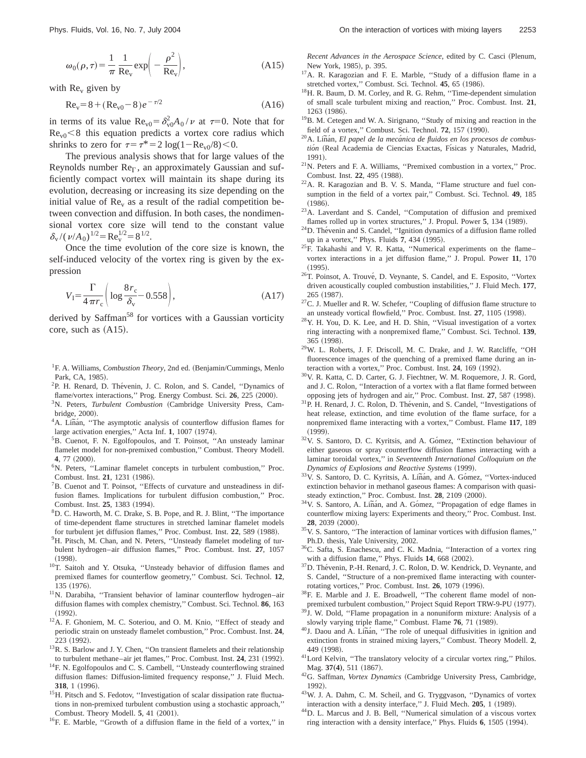$$\omega_0(\rho,\tau)=\frac{1}{\pi}\frac{1}{\mathrm{Re_v}}\exp\left(-\frac{\rho^2}{\mathrm{Re_v}}\right), \tag{A15}$$

with $\mathrm{Re_v}$ given by

$$\mathrm{Re_v}=8+(\mathrm{Re_{v0}}-8)e^{-\tau/2} \tag{A16}$$

in terms of its value $\mathrm{Re_{v0}}=\delta_{v0}^2 A_0/\nu$ at $\tau=0$. Note that for $\mathrm{Re_{v0}}<8$ this equation predicts a vortex core radius which shrinks to zero for $\tau=\tau^*=2\log(1-\mathrm{Re_{v0}}/8)<0$.

The previous analysis shows that for large values of the Reynolds number $\mathrm{Re}_\Gamma$, an approximately Gaussian and sufficiently compact vortex will maintain its shape during its evolution, decreasing or increasing its size depending on the initial value of $\mathrm{Re_v}$ as a result of the radial competition between convection and diffusion. In both cases, the nondimensional vortex core size will tend to the constant value $\delta_v/(\nu/A_0)^{1/2}=\mathrm{Re_v}^{1/2}=8^{1/2}$.

Once the time evolution of the core size is known, the self-induced velocity of the vortex ring is given by the expression

$$V_1=\frac{\Gamma}{4\pi r_c}\left(\log\frac{8r_c}{\delta_v}-0.558\right), \tag{A17}$$

derived by Saffman[58] for vortices with a Gaussian vorticity core, such as (A15).

[1] F. A. Williams, *Combustion Theory*, 2nd ed. (Benjamin/Cummings, Menlo Park, CA, 1985).

[2] P. H. Renard, D. Thévenin, J. C. Rolon, and S. Candel, "Dynamics of flame/vortex interactions," Prog. Energy Combust. Sci. **26**, 225 (2000).

[3] N. Peters, *Turbulent Combustion* (Cambridge University Press, Cambridge, 2000).

[4] A. Liñán, "The asymptotic analysis of counterflow diffusion flames for large activation energies," Acta Inf. **1**, 1007 (1974).

[5] B. Cuenot, F. N. Egolfopoulos, and T. Poinsot, "An unsteady laminar flamelet model for non-premixed combustion," Combust. Theory Modell. **4**, 77 (2000).

[6] N. Peters, "Laminar flamelet concepts in turbulent combustion," Proc. Combust. Inst. **21**, 1231 (1986).

[7] B. Cuenot and T. Poinsot, "Effects of curvature and unsteadiness in diffusion flames. Implications for turbulent diffusion combustion," Proc. Combust. Inst. **25**, 1383 (1994).

[8] D. C. Haworth, M. C. Drake, S. B. Pope, and R. J. Blint, "The importance of time-dependent flame structures in stretched laminar flamelet models for turbulent jet diffusion flames," Proc. Combust. Inst. **22**, 589 (1988).

[9] H. Pitsch, M. Chan, and N. Peters, "Unsteady flamelet modeling of turbulent hydrogen–air diffusion flames," Proc. Combust. Inst. **27**, 1057 (1998).

[10] T. Saitoh and Y. Otsuka, "Unsteady behavior of diffusion flames and premixed flames for counterflow geometry," Combust. Sci. Technol. **12**, 135 (1976).

[11] N. Darabiha, "Transient behavior of laminar counterflow hydrogen–air diffusion flames with complex chemistry," Combust. Sci. Technol. **86**, 163 (1992).

[12] A. F. Ghoniem, M. C. Soteriou, and O. M. Knio, "Effect of steady and periodic strain on unsteady flamelet combustion," Proc. Combust. Inst. **24**, 223 (1992).

[13] R. S. Barlow and J. Y. Chen, "On transient flamelets and their relationship to turbulent methane–air jet flames," Proc. Combust. Inst. **24**, 231 (1992).

[14] F. N. Egolfopoulos and C. S. Cambell, "Unsteady counterflowing strained diffusion flames: Diffusion-limited frequency response," J. Fluid Mech. **318**, 1 (1996).

[15] H. Pitsch and S. Fedotov, "Investigation of scalar dissipation rate fluctuations in non-premixed turbulent combustion using a stochastic approach," Combust. Theory Modell. **5**, 41 (2001).

[16] F. E. Marble, "Growth of a diffusion flame in the field of a vortex," in *Recent Advances in the Aerospace Science*, edited by C. Casci (Plenum, New York, 1985), p. 395.

[17] A. R. Karagozian and F. E. Marble, "Study of a diffusion flame in a stretched vortex," Combust. Sci. Technol. **45**, 65 (1986).

[18] H. R. Baum, D. M. Corley, and R. G. Rehm, "Time-dependent simulation of small scale turbulent mixing and reaction," Proc. Combust. Inst. **21**, 1263 (1986).

[19] B. M. Cetegen and W. A. Sirignano, "Study of mixing and reaction in the field of a vortex," Combust. Sci. Technol. **72**, 157 (1990).

[20] A. Liñán, *El papel de la mecánica de fluidos en los procesos de combustión* (Real Academia de Ciencias Exactas, Físicas y Naturales, Madrid, 1991).

[21] N. Peters and F. A. Williams, "Premixed combustion in a vortex," Proc. Combust. Inst. **22**, 495 (1988).

[22] A. R. Karagozian and B. V. S. Manda, "Flame structure and fuel consumption in the field of a vortex pair," Combust. Sci. Technol. **49**, 185 (1986).

[23] A. Laverdant and S. Candel, "Computation of diffusion and premixed flames rolled up in vortex structures," J. Propul. Power **5**, 134 (1989).

[24] D. Thévenin and S. Candel, "Ignition dynamics of a diffusion flame rolled up in a vortex," Phys. Fluids **7**, 434 (1995).

[25] F. Takahashi and V. R. Katta, "Numerical experiments on the flame–vortex interactions in a jet diffusion flame," J. Propul. Power **11**, 170 (1995).

[26] T. Poinsot, A. Trouvé, D. Veynante, S. Candel, and E. Esposito, "Vortex driven acoustically coupled combustion instabilities," J. Fluid Mech. **177**, 265 (1987).

[27] C. J. Mueller and R. W. Schefer, "Coupling of diffusion flame structure to an unsteady vortical flowfield," Proc. Combust. Inst. **27**, 1105 (1998).

[28] Y. H. You, D. K. Lee, and H. D. Shin, "Visual investigation of a vortex ring interacting with a nonpremixed flame," Combust. Sci. Technol. **139**, 365 (1998).

[29] W. L. Roberts, J. F. Driscoll, M. C. Drake, and J. W. Ratcliffe, "OH fluorescence images of the quenching of a premixed flame during an interaction with a vortex," Proc. Combust. Inst. **24**, 169 (1992).

[30] V. R. Katta, C. D. Carter, G. J. Fiechtner, W. M. Roquemore, J. R. Gord, and J. C. Rolon, "Interaction of a vortex with a flat flame formed between opposing jets of hydrogen and air," Proc. Combust. Inst. **27**, 587 (1998).

[31] P. H. Renard, J. C. Rolon, D. Thévenin, and S. Candel, "Investigations of heat release, extinction, and time evolution of the flame surface, for a nonpremixed flame interacting with a vortex," Combust. Flame **117**, 189 (1999).

[32] V. S. Santoro, D. C. Kyritsis, and A. Gómez, "Extinction behaviour of either gaseous or spray counterflow diffusion flames interacting with a laminar toroidal vortex," in *Seventeenth International Colloquium on the Dynamics of Explosions and Reactive Systems* (1999).

[33] V. S. Santoro, D. C. Kyritsis, A. Liñán, and A. Gómez, "Vortex-induced extinction behavior in methanol gaseous flames: A comparison with quasi-steady extinction," Proc. Combust. Inst. **28**, 2109 (2000).

[34] V. S. Santoro, A. Liñán, and A. Gómez, "Propagation of edge flames in counterflow mixing layers: Experiments and theory," Proc. Combust. Inst. **28**, 2039 (2000).

[35] V. S. Santoro, "The interaction of laminar vortices with diffusion flames," Ph.D. thesis, Yale University, 2002.

[36] C. Safta, S. Enachescu, and C. K. Madnia, "Interaction of a vortex ring with a diffusion flame," Phys. Fluids **14**, 668 (2002).

[37] D. Thévenin, P.-H. Renard, J. C. Rolon, D. W. Kendrick, D. Veynante, and S. Candel, "Structure of a non-premixed flame interacting with counterrotating vortices," Proc. Combust. Inst. **26**, 1079 (1996).

[38] F. E. Marble and J. E. Broadwell, "The coherent flame model of nonpremixed turbulent combustion," Project Squid Report TRW-9-PU (1977).

[39] J. W. Dold, "Flame propagation in a nonuniform mixture: Analysis of a slowly varying triple flame," Combust. Flame **76**, 71 (1989).

[40] J. Daou and A. Liñán, "The role of unequal diffusivities in ignition and extinction fronts in strained mixing layers," Combust. Theory Modell. **2**, 449 (1998).

[41] Lord Kelvin, "The translatory velocity of a circular vortex ring," Philos. Mag. **37(4)**, 511 (1867).

[42] G. Saffman, *Vortex Dynamics* (Cambridge University Press, Cambridge, 1992).

[43] W. J. A. Dahm, C. M. Scheil, and G. Tryggvason, "Dynamics of vortex interaction with a density interface," J. Fluid Mech. **205**, 1 (1989).

[44] D. L. Marcus and J. B. Bell, "Numerical simulation of a viscous vortex ring interaction with a density interface," Phys. Fluids **6**, 1505 (1994).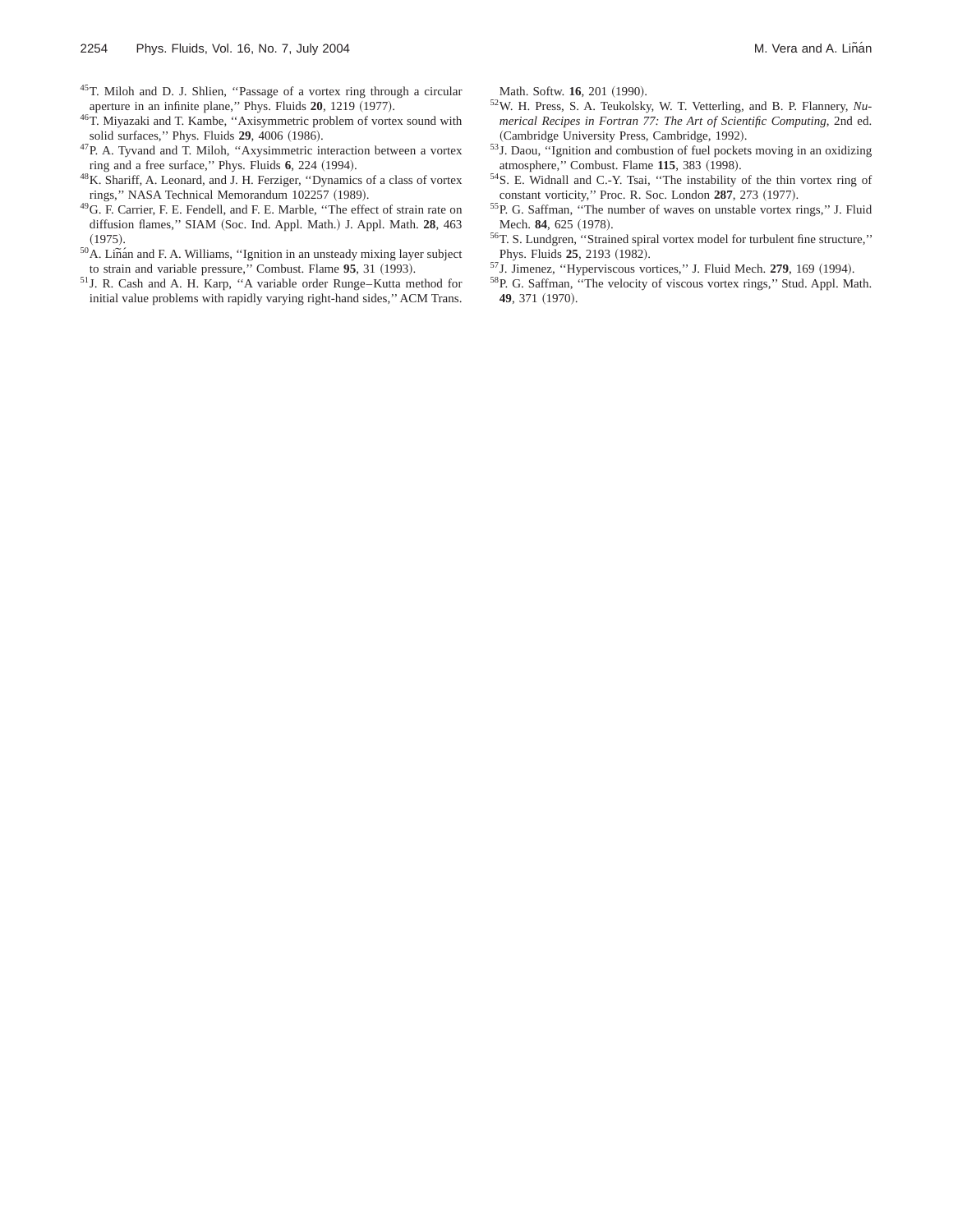[45] T. Miloh and D. J. Shlien, ''Passage of a vortex ring through a circular aperture in an infinite plane,'' Phys. Fluids **20**, 1219 (1977).

[46] T. Miyazaki and T. Kambe, ''Axisymmetric problem of vortex sound with solid surfaces,'' Phys. Fluids **29**, 4006 (1986).

[47] P. A. Tyvand and T. Miloh, ''Axysimmetric interaction between a vortex ring and a free surface,'' Phys. Fluids **6**, 224 (1994).

[48] K. Shariff, A. Leonard, and J. H. Ferziger, ''Dynamics of a class of vortex rings,'' NASA Technical Memorandum 102257 (1989).

[49] G. F. Carrier, F. E. Fendell, and F. E. Marble, ''The effect of strain rate on diffusion flames,'' SIAM (Soc. Ind. Appl. Math.) J. Appl. Math. **28**, 463 (1975).

[50] A. Liñán and F. A. Williams, ''Ignition in an unsteady mixing layer subject to strain and variable pressure,'' Combust. Flame **95**, 31 (1993).

[51] J. R. Cash and A. H. Karp, ''A variable order Runge–Kutta method for initial value problems with rapidly varying right-hand sides,'' ACM Trans. Math. Softw. **16**, 201 (1990).

[52] W. H. Press, S. A. Teukolsky, W. T. Vetterling, and B. P. Flannery, *Numerical Recipes in Fortran 77: The Art of Scientific Computing*, 2nd ed. (Cambridge University Press, Cambridge, 1992).

[53] J. Daou, ''Ignition and combustion of fuel pockets moving in an oxidizing atmosphere,'' Combust. Flame **115**, 383 (1998).

[54] S. E. Widnall and C.-Y. Tsai, ''The instability of the thin vortex ring of constant vorticity,'' Proc. R. Soc. London **287**, 273 (1977).

[55] P. G. Saffman, ''The number of waves on unstable vortex rings,'' J. Fluid Mech. **84**, 625 (1978).

[56] T. S. Lundgren, ''Strained spiral vortex model for turbulent fine structure,'' Phys. Fluids **25**, 2193 (1982).

[57] J. Jimenez, ''Hyperviscous vortices,'' J. Fluid Mech. **279**, 169 (1994).

[58] P. G. Saffman, ''The velocity of viscous vortex rings,'' Stud. Appl. Math. **49**, 371 (1970).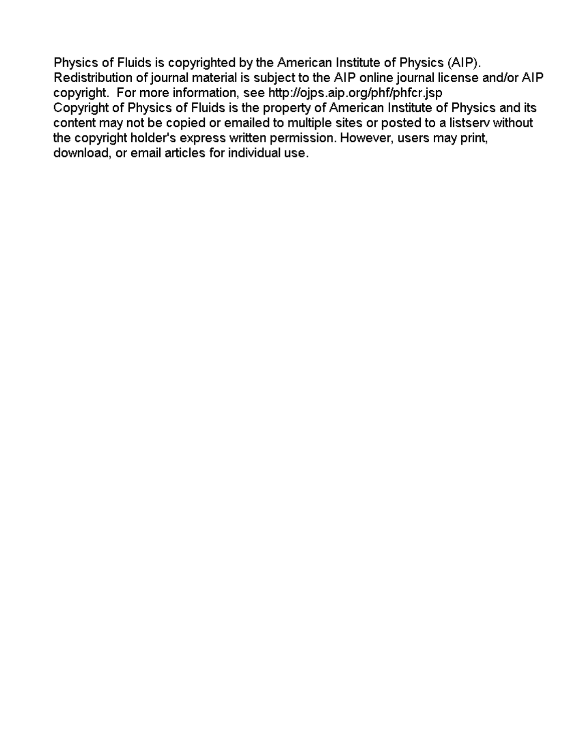Physics of Fluids is copyrighted by the American Institute of Physics (AIP). Redistribution of journal material is subject to the AIP online journal license and/or AIP copyright. For more information, see http://ojps.aip.org/phf/phfcr.jsp
Copyright of Physics of Fluids is the property of American Institute of Physics and its content may not be copied or emailed to multiple sites or posted to a listserv without the copyright holder's express written permission. However, users may print, download, or email articles for individual use.